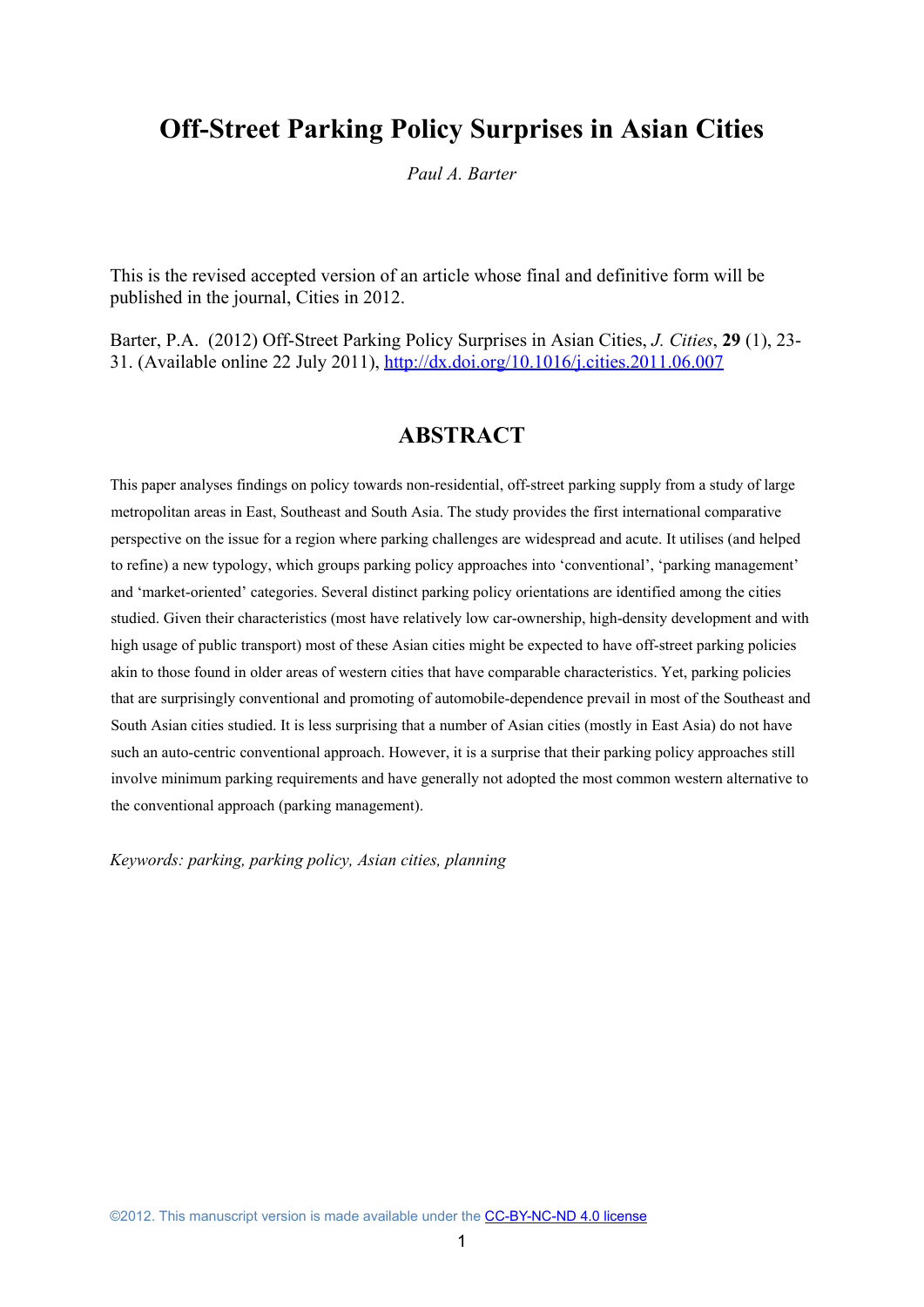# Off-Street Parking Policy Surprises in Asian Cities

*Paul A. Barter*

This is the revised accepted version of an article whose final and definitive form will be published in the journal, Cities in 2012.

Barter, P.A. (2012) Off-Street Parking Policy Surprises in Asian Cities, *J. Cities*, **29** (1), 23-31. (Available online 22 July 2011), http://dx.doi.org/10.1016/j.cities.2011.06.007

## ABSTRACT

This paper analyses findings on policy towards non-residential, off-street parking supply from a study of large metropolitan areas in East, Southeast and South Asia. The study provides the first international comparative perspective on the issue for a region where parking challenges are widespread and acute. It utilises (and helped to refine) a new typology, which groups parking policy approaches into 'conventional', 'parking management' and 'market-oriented' categories. Several distinct parking policy orientations are identified among the cities studied. Given their characteristics (most have relatively low car-ownership, high-density development and with high usage of public transport) most of these Asian cities might be expected to have off-street parking policies akin to those found in older areas of western cities that have comparable characteristics. Yet, parking policies that are surprisingly conventional and promoting of automobile-dependence prevail in most of the Southeast and South Asian cities studied. It is less surprising that a number of Asian cities (mostly in East Asia) do not have such an auto-centric conventional approach. However, it is a surprise that their parking policy approaches still involve minimum parking requirements and have generally not adopted the most common western alternative to the conventional approach (parking management).

*Keywords: parking, parking policy, Asian cities, planning*

©2012. This manuscript version is made available under the CC-BY-NC-ND 4.0 license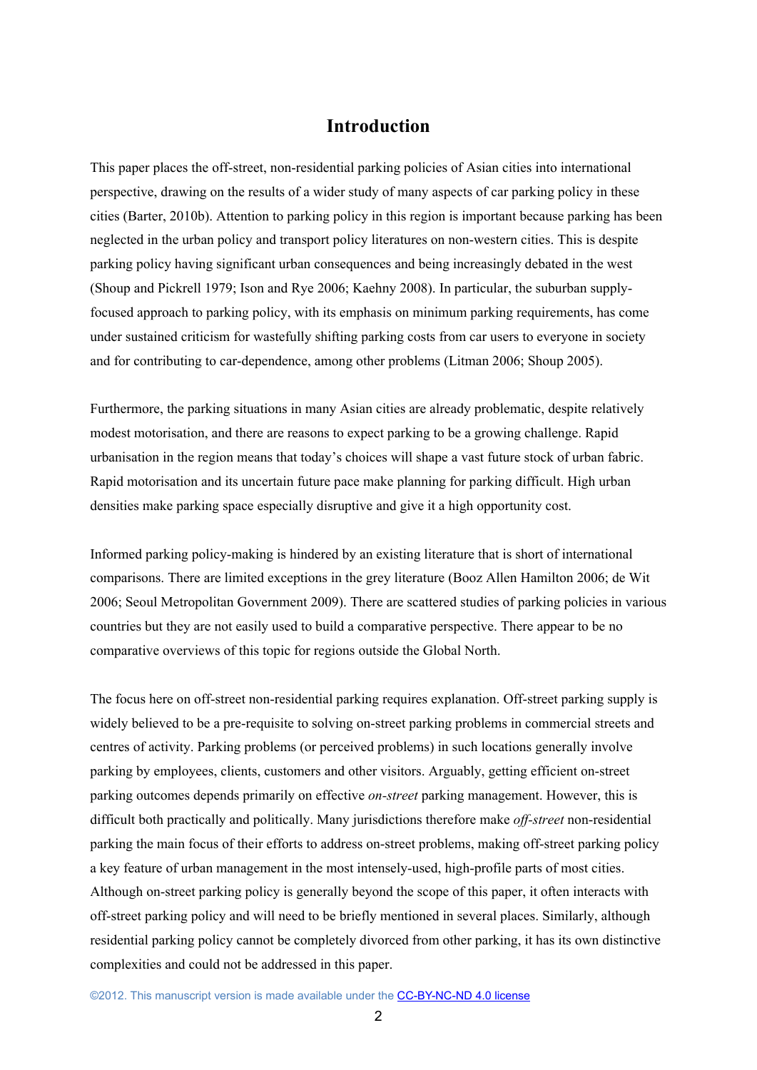# Introduction

This paper places the off-street, non-residential parking policies of Asian cities into international perspective, drawing on the results of a wider study of many aspects of car parking policy in these cities (Barter, 2010b). Attention to parking policy in this region is important because parking has been neglected in the urban policy and transport policy literatures on non-western cities. This is despite parking policy having significant urban consequences and being increasingly debated in the west (Shoup and Pickrell 1979; Ison and Rye 2006; Kaehny 2008). In particular, the suburban supply-focused approach to parking policy, with its emphasis on minimum parking requirements, has come under sustained criticism for wastefully shifting parking costs from car users to everyone in society and for contributing to car-dependence, among other problems (Litman 2006; Shoup 2005).

Furthermore, the parking situations in many Asian cities are already problematic, despite relatively modest motorisation, and there are reasons to expect parking to be a growing challenge. Rapid urbanisation in the region means that today's choices will shape a vast future stock of urban fabric. Rapid motorisation and its uncertain future pace make planning for parking difficult. High urban densities make parking space especially disruptive and give it a high opportunity cost.

Informed parking policy-making is hindered by an existing literature that is short of international comparisons. There are limited exceptions in the grey literature (Booz Allen Hamilton 2006; de Wit 2006; Seoul Metropolitan Government 2009). There are scattered studies of parking policies in various countries but they are not easily used to build a comparative perspective. There appear to be no comparative overviews of this topic for regions outside the Global North.

The focus here on off-street non-residential parking requires explanation. Off-street parking supply is widely believed to be a pre-requisite to solving on-street parking problems in commercial streets and centres of activity. Parking problems (or perceived problems) in such locations generally involve parking by employees, clients, customers and other visitors. Arguably, getting efficient on-street parking outcomes depends primarily on effective *on-street* parking management. However, this is difficult both practically and politically. Many jurisdictions therefore make *off-street* non-residential parking the main focus of their efforts to address on-street problems, making off-street parking policy a key feature of urban management in the most intensely-used, high-profile parts of most cities. Although on-street parking policy is generally beyond the scope of this paper, it often interacts with off-street parking policy and will need to be briefly mentioned in several places. Similarly, although residential parking policy cannot be completely divorced from other parking, it has its own distinctive complexities and could not be addressed in this paper.

©2012. This manuscript version is made available under the CC-BY-NC-ND 4.0 license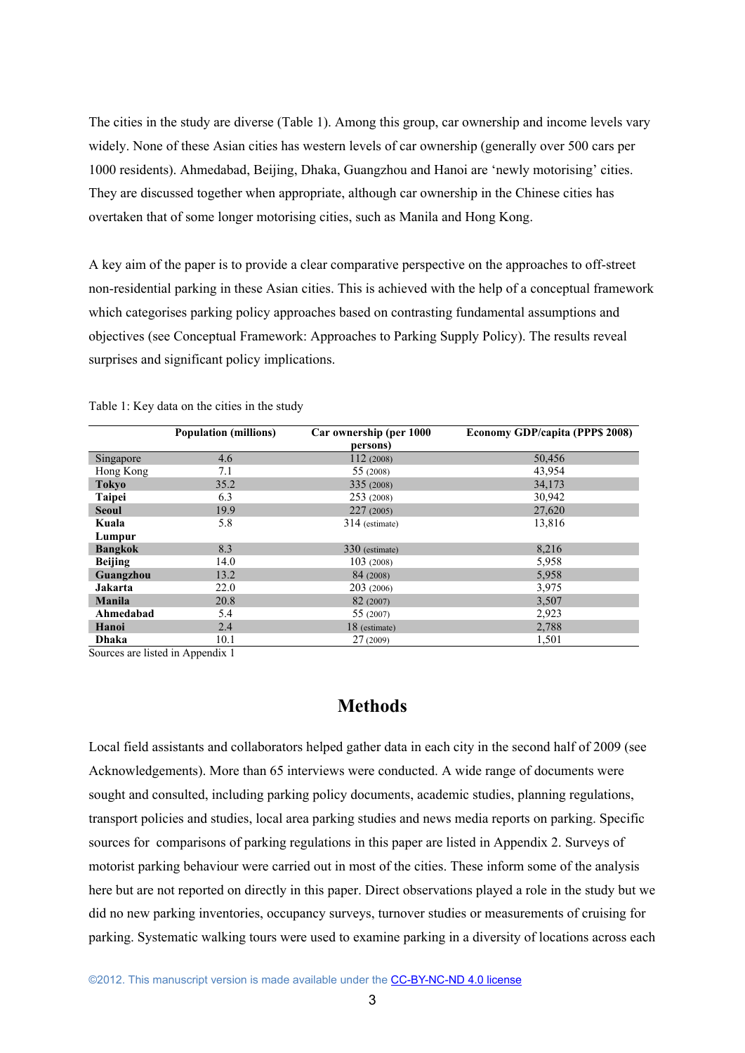The cities in the study are diverse (Table 1). Among this group, car ownership and income levels vary widely. None of these Asian cities has western levels of car ownership (generally over 500 cars per 1000 residents). Ahmedabad, Beijing, Dhaka, Guangzhou and Hanoi are 'newly motorising' cities. They are discussed together when appropriate, although car ownership in the Chinese cities has overtaken that of some longer motorising cities, such as Manila and Hong Kong.

A key aim of the paper is to provide a clear comparative perspective on the approaches to off-street non-residential parking in these Asian cities. This is achieved with the help of a conceptual framework which categorises parking policy approaches based on contrasting fundamental assumptions and objectives (see Conceptual Framework: Approaches to Parking Supply Policy). The results reveal surprises and significant policy implications.

Table 1: Key data on the cities in the study

| | Population (millions) | Car ownership (per 1000 persons) | Economy GDP/capita (PPP$ 2008) |
|---|---|---|---|
| Singapore | 4.6 | 112 (2008) | 50,456 |
| Hong Kong | 7.1 | 55 (2008) | 43,954 |
| **Tokyo** | 35.2 | 335 (2008) | 34,173 |
| **Taipei** | 6.3 | 253 (2008) | 30,942 |
| **Seoul** | 19.9 | 227 (2005) | 27,620 |
| **Kuala Lumpur** | 5.8 | 314 (estimate) | 13,816 |
| **Bangkok** | 8.3 | 330 (estimate) | 8,216 |
| **Beijing** | 14.0 | 103 (2008) | 5,958 |
| **Guangzhou** | 13.2 | 84 (2008) | 5,958 |
| **Jakarta** | 22.0 | 203 (2006) | 3,975 |
| **Manila** | 20.8 | 82 (2007) | 3,507 |
| **Ahmedabad** | 5.4 | 55 (2007) | 2,923 |
| **Hanoi** | 2.4 | 18 (estimate) | 2,788 |
| **Dhaka** | 10.1 | 27 (2009) | 1,501 |

Sources are listed in Appendix 1

## Methods

Local field assistants and collaborators helped gather data in each city in the second half of 2009 (see Acknowledgements). More than 65 interviews were conducted. A wide range of documents were sought and consulted, including parking policy documents, academic studies, planning regulations, transport policies and studies, local area parking studies and news media reports on parking. Specific sources for comparisons of parking regulations in this paper are listed in Appendix 2. Surveys of motorist parking behaviour were carried out in most of the cities. These inform some of the analysis here but are not reported on directly in this paper. Direct observations played a role in the study but we did no new parking inventories, occupancy surveys, turnover studies or measurements of cruising for parking. Systematic walking tours were used to examine parking in a diversity of locations across each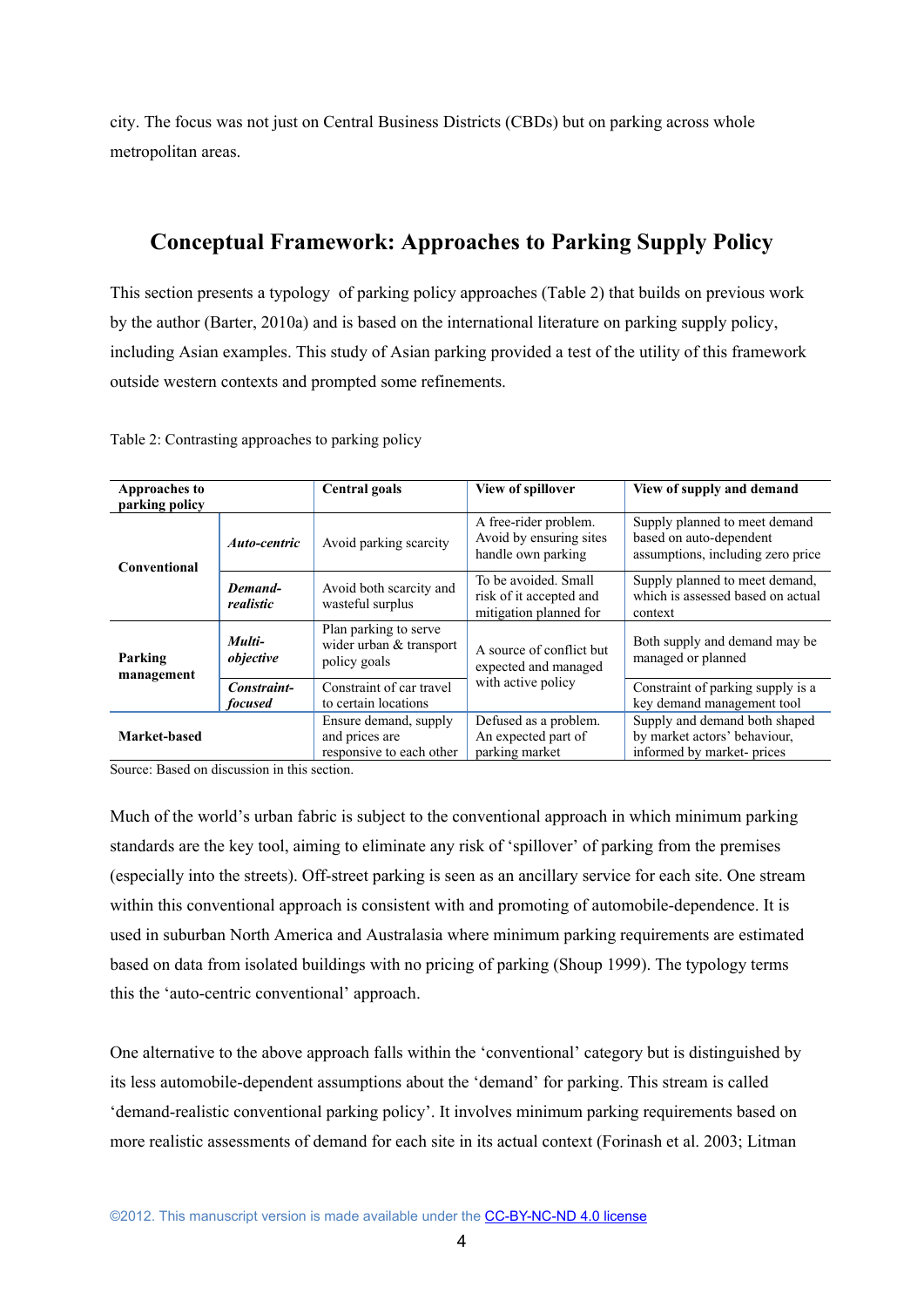city. The focus was not just on Central Business Districts (CBDs) but on parking across whole metropolitan areas.

## Conceptual Framework: Approaches to Parking Supply Policy

This section presents a typology of parking policy approaches (Table 2) that builds on previous work by the author (Barter, 2010a) and is based on the international literature on parking supply policy, including Asian examples. This study of Asian parking provided a test of the utility of this framework outside western contexts and prompted some refinements.

Table 2: Contrasting approaches to parking policy

| Approaches to parking policy | | Central goals | View of spillover | View of supply and demand |
|---|---|---|---|---|
| **Conventional** | ***Auto-centric*** | Avoid parking scarcity | A free-rider problem. Avoid by ensuring sites handle own parking | Supply planned to meet demand based on auto-dependent assumptions, including zero price |
| | ***Demand-realistic*** | Avoid both scarcity and wasteful surplus | To be avoided. Small risk of it accepted and mitigation planned for | Supply planned to meet demand, which is assessed based on actual context |
| **Parking management** | ***Multi-objective*** | Plan parking to serve wider urban & transport policy goals | A source of conflict but expected and managed with active policy | Both supply and demand may be managed or planned |
| | ***Constraint-focused*** | Constraint of car travel to certain locations | | Constraint of parking supply is a key demand management tool |
| **Market-based** | | Ensure demand, supply and prices are responsive to each other | Defused as a problem. An expected part of parking market | Supply and demand both shaped by market actors' behaviour, informed by market- prices |

Source: Based on discussion in this section.

Much of the world's urban fabric is subject to the conventional approach in which minimum parking standards are the key tool, aiming to eliminate any risk of 'spillover' of parking from the premises (especially into the streets). Off-street parking is seen as an ancillary service for each site. One stream within this conventional approach is consistent with and promoting of automobile-dependence. It is used in suburban North America and Australasia where minimum parking requirements are estimated based on data from isolated buildings with no pricing of parking (Shoup 1999). The typology terms this the 'auto-centric conventional' approach.

One alternative to the above approach falls within the 'conventional' category but is distinguished by its less automobile-dependent assumptions about the 'demand' for parking. This stream is called 'demand-realistic conventional parking policy'. It involves minimum parking requirements based on more realistic assessments of demand for each site in its actual context (Forinash et al. 2003; Litman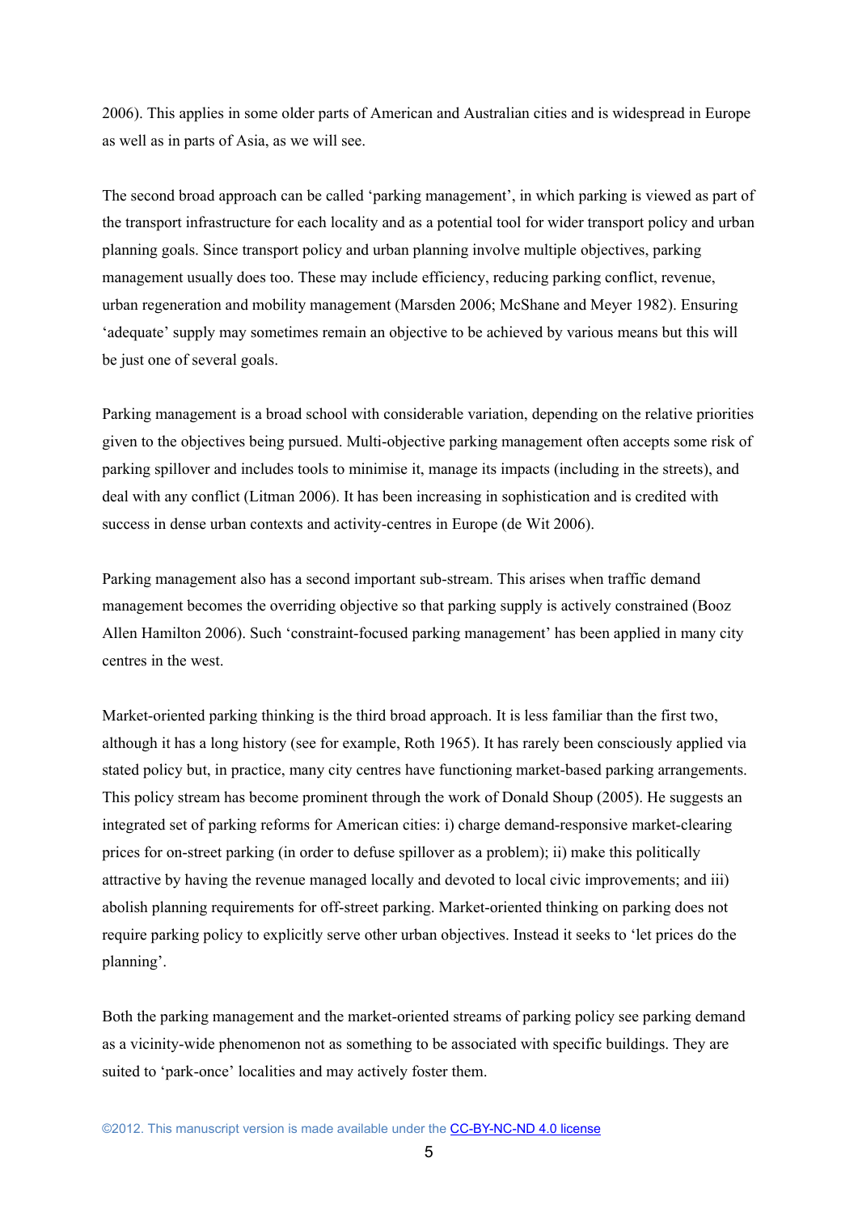2006). This applies in some older parts of American and Australian cities and is widespread in Europe as well as in parts of Asia, as we will see.

The second broad approach can be called 'parking management', in which parking is viewed as part of the transport infrastructure for each locality and as a potential tool for wider transport policy and urban planning goals. Since transport policy and urban planning involve multiple objectives, parking management usually does too. These may include efficiency, reducing parking conflict, revenue, urban regeneration and mobility management (Marsden 2006; McShane and Meyer 1982). Ensuring 'adequate' supply may sometimes remain an objective to be achieved by various means but this will be just one of several goals.

Parking management is a broad school with considerable variation, depending on the relative priorities given to the objectives being pursued. Multi-objective parking management often accepts some risk of parking spillover and includes tools to minimise it, manage its impacts (including in the streets), and deal with any conflict (Litman 2006). It has been increasing in sophistication and is credited with success in dense urban contexts and activity-centres in Europe (de Wit 2006).

Parking management also has a second important sub-stream. This arises when traffic demand management becomes the overriding objective so that parking supply is actively constrained (Booz Allen Hamilton 2006). Such 'constraint-focused parking management' has been applied in many city centres in the west.

Market-oriented parking thinking is the third broad approach. It is less familiar than the first two, although it has a long history (see for example, Roth 1965). It has rarely been consciously applied via stated policy but, in practice, many city centres have functioning market-based parking arrangements. This policy stream has become prominent through the work of Donald Shoup (2005). He suggests an integrated set of parking reforms for American cities: i) charge demand-responsive market-clearing prices for on-street parking (in order to defuse spillover as a problem); ii) make this politically attractive by having the revenue managed locally and devoted to local civic improvements; and iii) abolish planning requirements for off-street parking. Market-oriented thinking on parking does not require parking policy to explicitly serve other urban objectives. Instead it seeks to 'let prices do the planning'.

Both the parking management and the market-oriented streams of parking policy see parking demand as a vicinity-wide phenomenon not as something to be associated with specific buildings. They are suited to 'park-once' localities and may actively foster them.

©2012. This manuscript version is made available under the CC-BY-NC-ND 4.0 license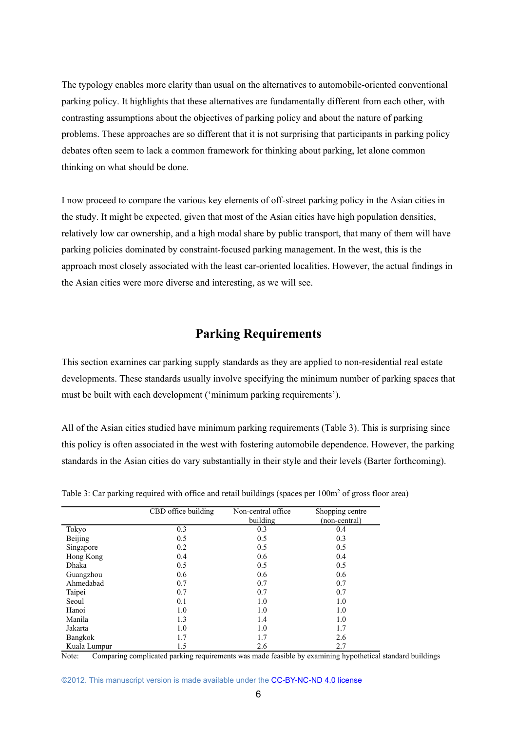The typology enables more clarity than usual on the alternatives to automobile-oriented conventional parking policy. It highlights that these alternatives are fundamentally different from each other, with contrasting assumptions about the objectives of parking policy and about the nature of parking problems. These approaches are so different that it is not surprising that participants in parking policy debates often seem to lack a common framework for thinking about parking, let alone common thinking on what should be done.

I now proceed to compare the various key elements of off-street parking policy in the Asian cities in the study. It might be expected, given that most of the Asian cities have high population densities, relatively low car ownership, and a high modal share by public transport, that many of them will have parking policies dominated by constraint-focused parking management. In the west, this is the approach most closely associated with the least car-oriented localities. However, the actual findings in the Asian cities were more diverse and interesting, as we will see.

## Parking Requirements

This section examines car parking supply standards as they are applied to non-residential real estate developments. These standards usually involve specifying the minimum number of parking spaces that must be built with each development ('minimum parking requirements').

All of the Asian cities studied have minimum parking requirements (Table 3). This is surprising since this policy is often associated in the west with fostering automobile dependence. However, the parking standards in the Asian cities do vary substantially in their style and their levels (Barter forthcoming).

Table 3: Car parking required with office and retail buildings (spaces per 100m$^2$ of gross floor area)

| | CBD office building | Non-central office building | Shopping centre (non-central) |
|---|---|---|---|
| Tokyo | 0.3 | 0.3 | 0.4 |
| Beijing | 0.5 | 0.5 | 0.3 |
| Singapore | 0.2 | 0.5 | 0.5 |
| Hong Kong | 0.4 | 0.6 | 0.4 |
| Dhaka | 0.5 | 0.5 | 0.5 |
| Guangzhou | 0.6 | 0.6 | 0.6 |
| Ahmedabad | 0.7 | 0.7 | 0.7 |
| Taipei | 0.7 | 0.7 | 0.7 |
| Seoul | 0.1 | 1.0 | 1.0 |
| Hanoi | 1.0 | 1.0 | 1.0 |
| Manila | 1.3 | 1.4 | 1.0 |
| Jakarta | 1.0 | 1.0 | 1.7 |
| Bangkok | 1.7 | 1.7 | 2.6 |
| Kuala Lumpur | 1.5 | 2.6 | 2.7 |

Note: Comparing complicated parking requirements was made feasible by examining hypothetical standard buildings

©2012. This manuscript version is made available under the CC-BY-NC-ND 4.0 license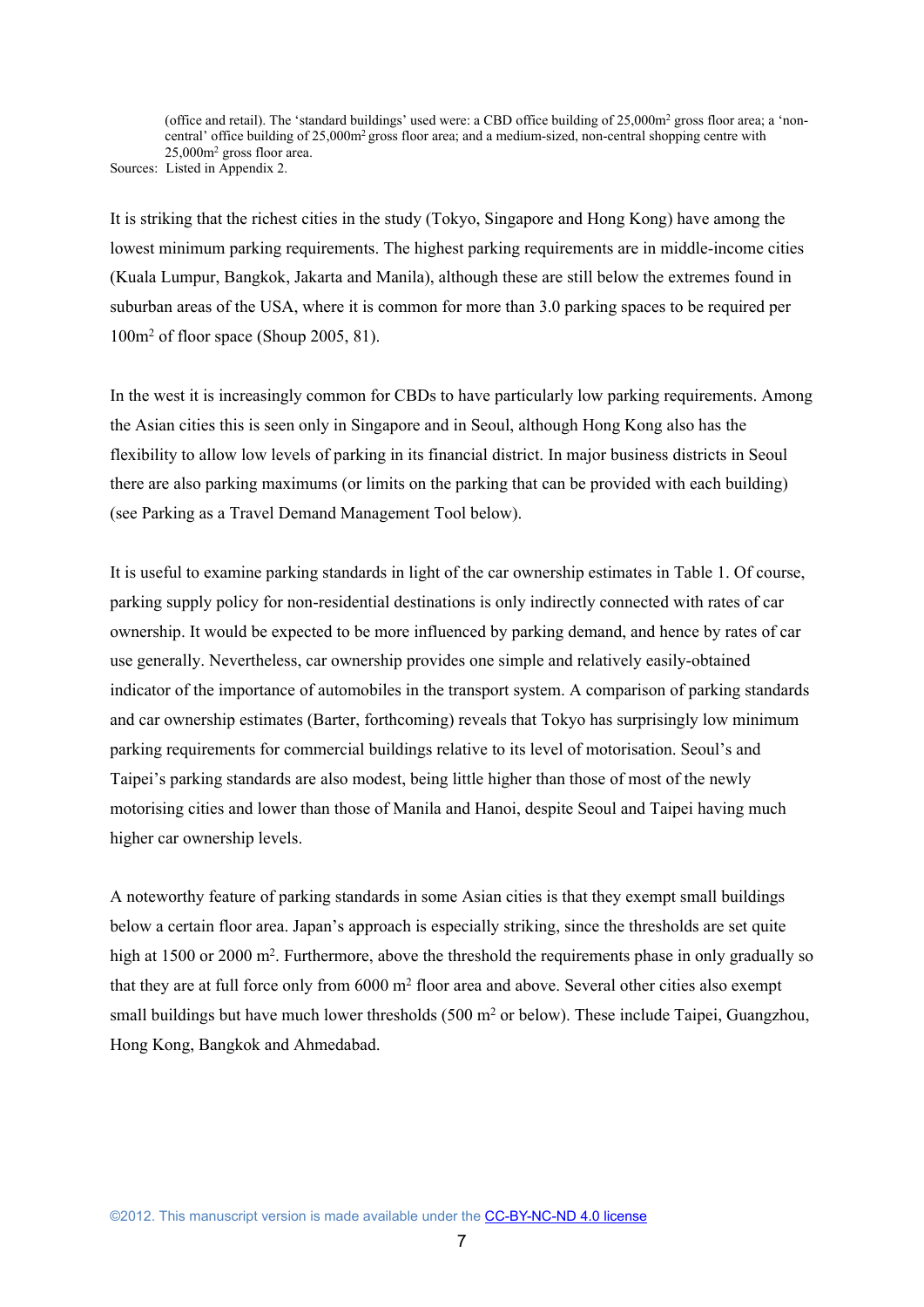(office and retail). The 'standard buildings' used were: a CBD office building of 25,000m$^2$ gross floor area; a 'non-central' office building of 25,000m$^2$ gross floor area; and a medium-sized, non-central shopping centre with 25,000m$^2$ gross floor area.

Sources: Listed in Appendix 2.

It is striking that the richest cities in the study (Tokyo, Singapore and Hong Kong) have among the lowest minimum parking requirements. The highest parking requirements are in middle-income cities (Kuala Lumpur, Bangkok, Jakarta and Manila), although these are still below the extremes found in suburban areas of the USA, where it is common for more than 3.0 parking spaces to be required per 100m$^2$ of floor space (Shoup 2005, 81).

In the west it is increasingly common for CBDs to have particularly low parking requirements. Among the Asian cities this is seen only in Singapore and in Seoul, although Hong Kong also has the flexibility to allow low levels of parking in its financial district. In major business districts in Seoul there are also parking maximums (or limits on the parking that can be provided with each building) (see Parking as a Travel Demand Management Tool below).

It is useful to examine parking standards in light of the car ownership estimates in Table 1. Of course, parking supply policy for non-residential destinations is only indirectly connected with rates of car ownership. It would be expected to be more influenced by parking demand, and hence by rates of car use generally. Nevertheless, car ownership provides one simple and relatively easily-obtained indicator of the importance of automobiles in the transport system. A comparison of parking standards and car ownership estimates (Barter, forthcoming) reveals that Tokyo has surprisingly low minimum parking requirements for commercial buildings relative to its level of motorisation. Seoul's and Taipei's parking standards are also modest, being little higher than those of most of the newly motorising cities and lower than those of Manila and Hanoi, despite Seoul and Taipei having much higher car ownership levels.

A noteworthy feature of parking standards in some Asian cities is that they exempt small buildings below a certain floor area. Japan's approach is especially striking, since the thresholds are set quite high at 1500 or 2000 m$^2$. Furthermore, above the threshold the requirements phase in only gradually so that they are at full force only from 6000 m$^2$ floor area and above. Several other cities also exempt small buildings but have much lower thresholds (500 m$^2$ or below). These include Taipei, Guangzhou, Hong Kong, Bangkok and Ahmedabad.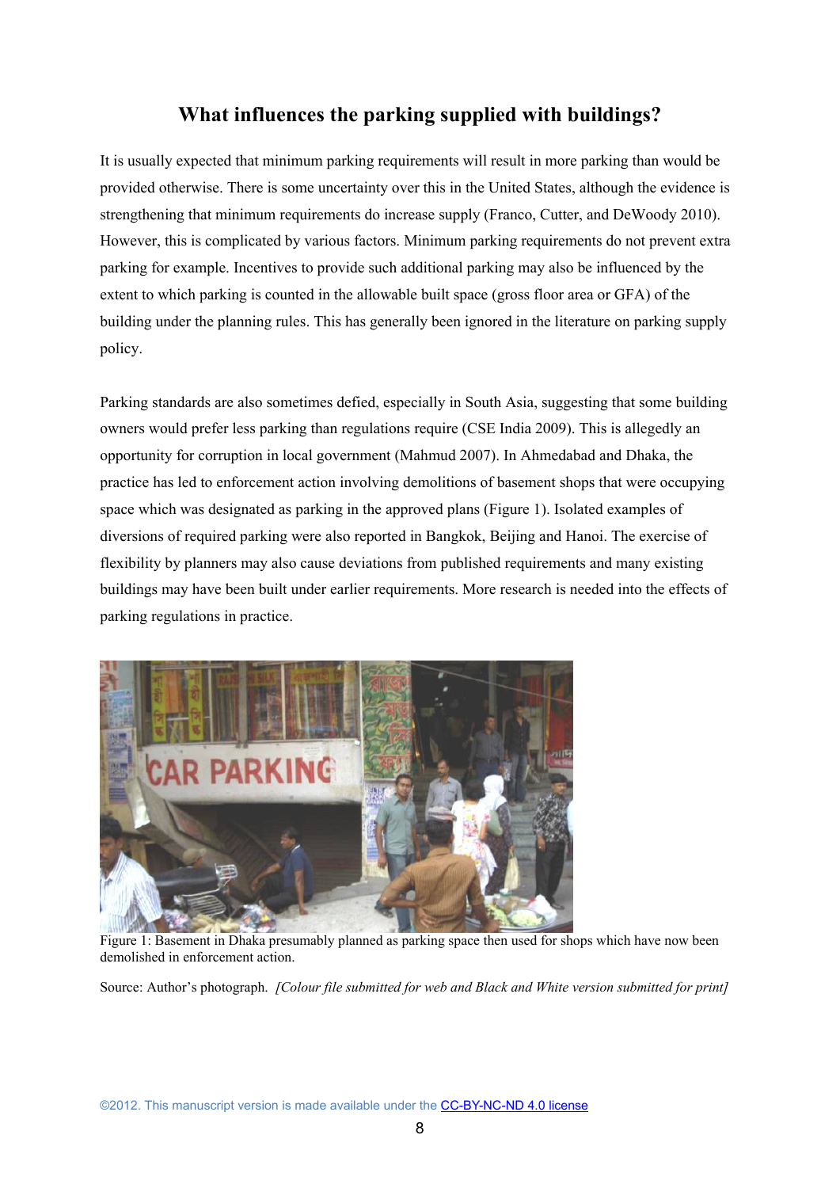## What influences the parking supplied with buildings?

It is usually expected that minimum parking requirements will result in more parking than would be provided otherwise. There is some uncertainty over this in the United States, although the evidence is strengthening that minimum requirements do increase supply (Franco, Cutter, and DeWoody 2010). However, this is complicated by various factors. Minimum parking requirements do not prevent extra parking for example. Incentives to provide such additional parking may also be influenced by the extent to which parking is counted in the allowable built space (gross floor area or GFA) of the building under the planning rules. This has generally been ignored in the literature on parking supply policy.

Parking standards are also sometimes defied, especially in South Asia, suggesting that some building owners would prefer less parking than regulations require (CSE India 2009). This is allegedly an opportunity for corruption in local government (Mahmud 2007). In Ahmedabad and Dhaka, the practice has led to enforcement action involving demolitions of basement shops that were occupying space which was designated as parking in the approved plans (Figure 1). Isolated examples of diversions of required parking were also reported in Bangkok, Beijing and Hanoi. The exercise of flexibility by planners may also cause deviations from published requirements and many existing buildings may have been built under earlier requirements. More research is needed into the effects of parking regulations in practice.

Figure 1: Basement in Dhaka presumably planned as parking space then used for shops which have now been demolished in enforcement action.

Source: Author's photograph. *[Colour file submitted for web and Black and White version submitted for print]*

©2012. This manuscript version is made available under the CC-BY-NC-ND 4.0 license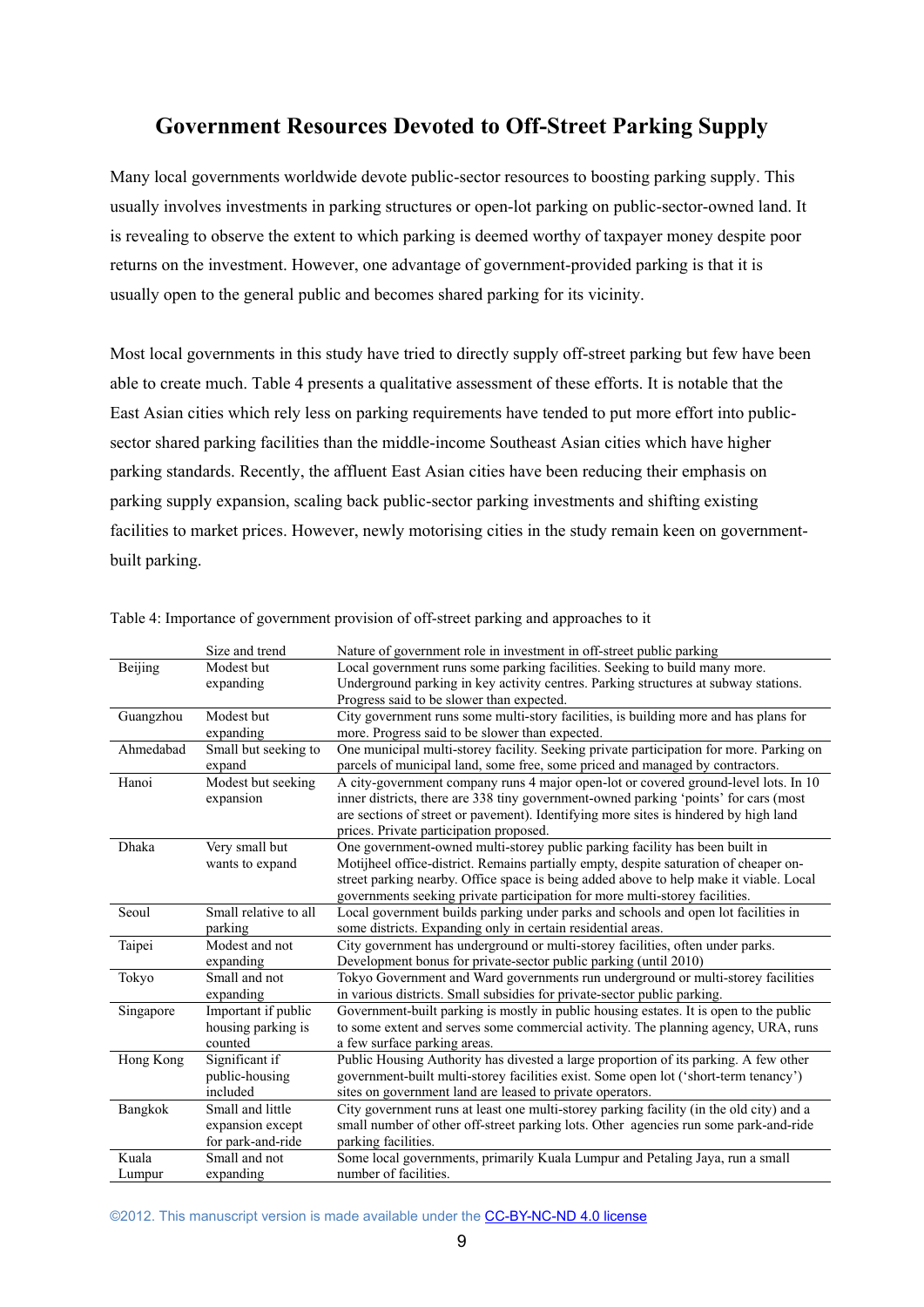## Government Resources Devoted to Off-Street Parking Supply

Many local governments worldwide devote public-sector resources to boosting parking supply. This usually involves investments in parking structures or open-lot parking on public-sector-owned land. It is revealing to observe the extent to which parking is deemed worthy of taxpayer money despite poor returns on the investment. However, one advantage of government-provided parking is that it is usually open to the general public and becomes shared parking for its vicinity.

Most local governments in this study have tried to directly supply off-street parking but few have been able to create much. Table 4 presents a qualitative assessment of these efforts. It is notable that the East Asian cities which rely less on parking requirements have tended to put more effort into public-sector shared parking facilities than the middle-income Southeast Asian cities which have higher parking standards. Recently, the affluent East Asian cities have been reducing their emphasis on parking supply expansion, scaling back public-sector parking investments and shifting existing facilities to market prices. However, newly motorising cities in the study remain keen on government-built parking.

Table 4: Importance of government provision of off-street parking and approaches to it

| | Size and trend | Nature of government role in investment in off-street public parking |
|---|---|---|
| Beijing | Modest but expanding | Local government runs some parking facilities. Seeking to build many more. Underground parking in key activity centres. Parking structures at subway stations. Progress said to be slower than expected. |
| Guangzhou | Modest but expanding | City government runs some multi-story facilities, is building more and has plans for more. Progress said to be slower than expected. |
| Ahmedabad | Small but seeking to expand | One municipal multi-storey facility. Seeking private participation for more. Parking on parcels of municipal land, some free, some priced and managed by contractors. |
| Hanoi | Modest but seeking expansion | A city-government company runs 4 major open-lot or covered ground-level lots. In 10 inner districts, there are 338 tiny government-owned parking 'points' for cars (most are sections of street or pavement). Identifying more sites is hindered by high land prices. Private participation proposed. |
| Dhaka | Very small but wants to expand | One government-owned multi-storey public parking facility has been built in Motijheel office-district. Remains partially empty, despite saturation of cheaper on-street parking nearby. Office space is being added above to help make it viable. Local governments seeking private participation for more multi-storey facilities. |
| Seoul | Small relative to all parking | Local government builds parking under parks and schools and open lot facilities in some districts. Expanding only in certain residential areas. |
| Taipei | Modest and not expanding | City government has underground or multi-storey facilities, often under parks. Development bonus for private-sector public parking (until 2010) |
| Tokyo | Small and not expanding | Tokyo Government and Ward governments run underground or multi-storey facilities in various districts. Small subsidies for private-sector public parking. |
| Singapore | Important if public housing parking is counted | Government-built parking is mostly in public housing estates. It is open to the public to some extent and serves some commercial activity. The planning agency, URA, runs a few surface parking areas. |
| Hong Kong | Significant if public-housing included | Public Housing Authority has divested a large proportion of its parking. A few other government-built multi-storey facilities exist. Some open lot ('short-term tenancy') sites on government land are leased to private operators. |
| Bangkok | Small and little expansion except for park-and-ride | City government runs at least one multi-storey parking facility (in the old city) and a small number of other off-street parking lots. Other agencies run some park-and-ride parking facilities. |
| Kuala Lumpur | Small and not expanding | Some local governments, primarily Kuala Lumpur and Petaling Jaya, run a small number of facilities. |

©2012. This manuscript version is made available under the CC-BY-NC-ND 4.0 license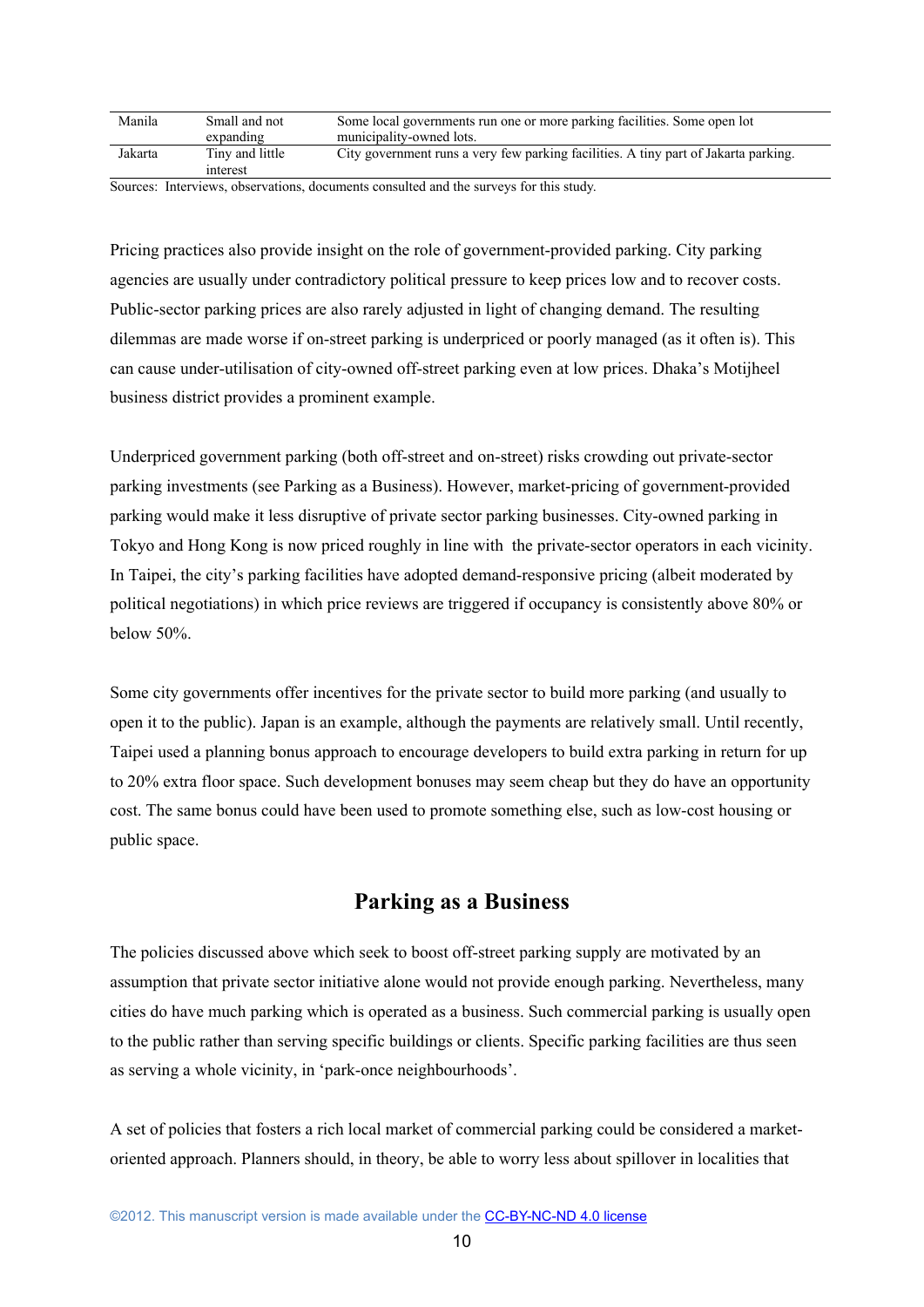| | | |
|---|---|---|
| Manila | Small and not expanding | Some local governments run one or more parking facilities. Some open lot municipality-owned lots. |
| Jakarta | Tiny and little interest | City government runs a very few parking facilities. A tiny part of Jakarta parking. |

Sources: Interviews, observations, documents consulted and the surveys for this study.

Pricing practices also provide insight on the role of government-provided parking. City parking agencies are usually under contradictory political pressure to keep prices low and to recover costs. Public-sector parking prices are also rarely adjusted in light of changing demand. The resulting dilemmas are made worse if on-street parking is underpriced or poorly managed (as it often is). This can cause under-utilisation of city-owned off-street parking even at low prices. Dhaka's Motijheel business district provides a prominent example.

Underpriced government parking (both off-street and on-street) risks crowding out private-sector parking investments (see Parking as a Business). However, market-pricing of government-provided parking would make it less disruptive of private sector parking businesses. City-owned parking in Tokyo and Hong Kong is now priced roughly in line with the private-sector operators in each vicinity. In Taipei, the city's parking facilities have adopted demand-responsive pricing (albeit moderated by political negotiations) in which price reviews are triggered if occupancy is consistently above 80% or below 50%.

Some city governments offer incentives for the private sector to build more parking (and usually to open it to the public). Japan is an example, although the payments are relatively small. Until recently, Taipei used a planning bonus approach to encourage developers to build extra parking in return for up to 20% extra floor space. Such development bonuses may seem cheap but they do have an opportunity cost. The same bonus could have been used to promote something else, such as low-cost housing or public space.

## Parking as a Business

The policies discussed above which seek to boost off-street parking supply are motivated by an assumption that private sector initiative alone would not provide enough parking. Nevertheless, many cities do have much parking which is operated as a business. Such commercial parking is usually open to the public rather than serving specific buildings or clients. Specific parking facilities are thus seen as serving a whole vicinity, in 'park-once neighbourhoods'.

A set of policies that fosters a rich local market of commercial parking could be considered a market-oriented approach. Planners should, in theory, be able to worry less about spillover in localities that

©2012. This manuscript version is made available under the CC-BY-NC-ND 4.0 license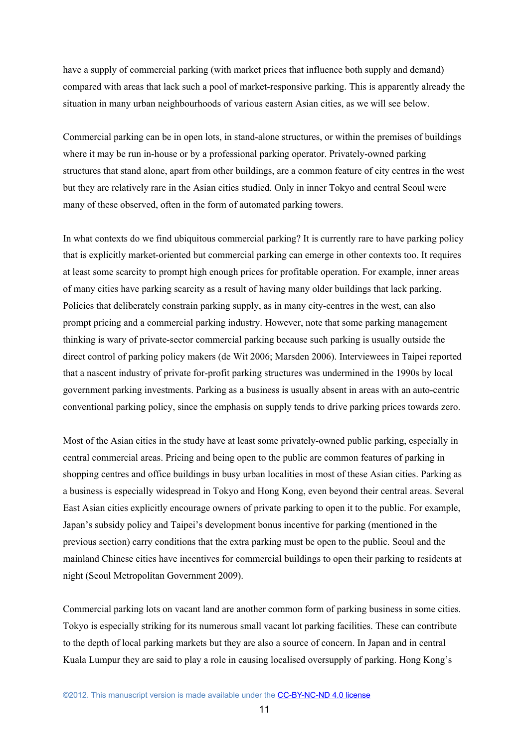have a supply of commercial parking (with market prices that influence both supply and demand) compared with areas that lack such a pool of market-responsive parking. This is apparently already the situation in many urban neighbourhoods of various eastern Asian cities, as we will see below.

Commercial parking can be in open lots, in stand-alone structures, or within the premises of buildings where it may be run in-house or by a professional parking operator. Privately-owned parking structures that stand alone, apart from other buildings, are a common feature of city centres in the west but they are relatively rare in the Asian cities studied. Only in inner Tokyo and central Seoul were many of these observed, often in the form of automated parking towers.

In what contexts do we find ubiquitous commercial parking? It is currently rare to have parking policy that is explicitly market-oriented but commercial parking can emerge in other contexts too. It requires at least some scarcity to prompt high enough prices for profitable operation. For example, inner areas of many cities have parking scarcity as a result of having many older buildings that lack parking. Policies that deliberately constrain parking supply, as in many city-centres in the west, can also prompt pricing and a commercial parking industry. However, note that some parking management thinking is wary of private-sector commercial parking because such parking is usually outside the direct control of parking policy makers (de Wit 2006; Marsden 2006). Interviewees in Taipei reported that a nascent industry of private for-profit parking structures was undermined in the 1990s by local government parking investments. Parking as a business is usually absent in areas with an auto-centric conventional parking policy, since the emphasis on supply tends to drive parking prices towards zero.

Most of the Asian cities in the study have at least some privately-owned public parking, especially in central commercial areas. Pricing and being open to the public are common features of parking in shopping centres and office buildings in busy urban localities in most of these Asian cities. Parking as a business is especially widespread in Tokyo and Hong Kong, even beyond their central areas. Several East Asian cities explicitly encourage owners of private parking to open it to the public. For example, Japan's subsidy policy and Taipei's development bonus incentive for parking (mentioned in the previous section) carry conditions that the extra parking must be open to the public. Seoul and the mainland Chinese cities have incentives for commercial buildings to open their parking to residents at night (Seoul Metropolitan Government 2009).

Commercial parking lots on vacant land are another common form of parking business in some cities. Tokyo is especially striking for its numerous small vacant lot parking facilities. These can contribute to the depth of local parking markets but they are also a source of concern. In Japan and in central Kuala Lumpur they are said to play a role in causing localised oversupply of parking. Hong Kong's

©2012. This manuscript version is made available under the CC-BY-NC-ND 4.0 license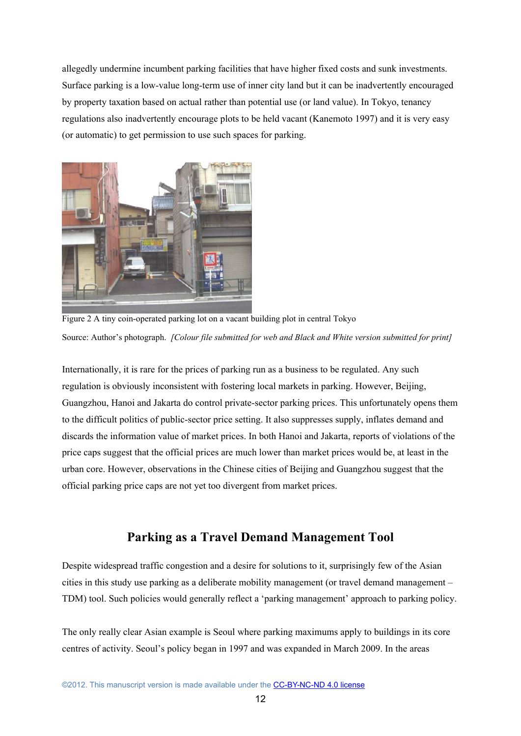allegedly undermine incumbent parking facilities that have higher fixed costs and sunk investments. Surface parking is a low-value long-term use of inner city land but it can be inadvertently encouraged by property taxation based on actual rather than potential use (or land value). In Tokyo, tenancy regulations also inadvertently encourage plots to be held vacant (Kanemoto 1997) and it is very easy (or automatic) to get permission to use such spaces for parking.

Figure 2 A tiny coin-operated parking lot on a vacant building plot in central Tokyo

Source: Author's photograph. *[Colour file submitted for web and Black and White version submitted for print]*

Internationally, it is rare for the prices of parking run as a business to be regulated. Any such regulation is obviously inconsistent with fostering local markets in parking. However, Beijing, Guangzhou, Hanoi and Jakarta do control private-sector parking prices. This unfortunately opens them to the difficult politics of public-sector price setting. It also suppresses supply, inflates demand and discards the information value of market prices. In both Hanoi and Jakarta, reports of violations of the price caps suggest that the official prices are much lower than market prices would be, at least in the urban core. However, observations in the Chinese cities of Beijing and Guangzhou suggest that the official parking price caps are not yet too divergent from market prices.

## Parking as a Travel Demand Management Tool

Despite widespread traffic congestion and a desire for solutions to it, surprisingly few of the Asian cities in this study use parking as a deliberate mobility management (or travel demand management – TDM) tool. Such policies would generally reflect a 'parking management' approach to parking policy.

The only really clear Asian example is Seoul where parking maximums apply to buildings in its core centres of activity. Seoul's policy began in 1997 and was expanded in March 2009. In the areas

©2012. This manuscript version is made available under the CC-BY-NC-ND 4.0 license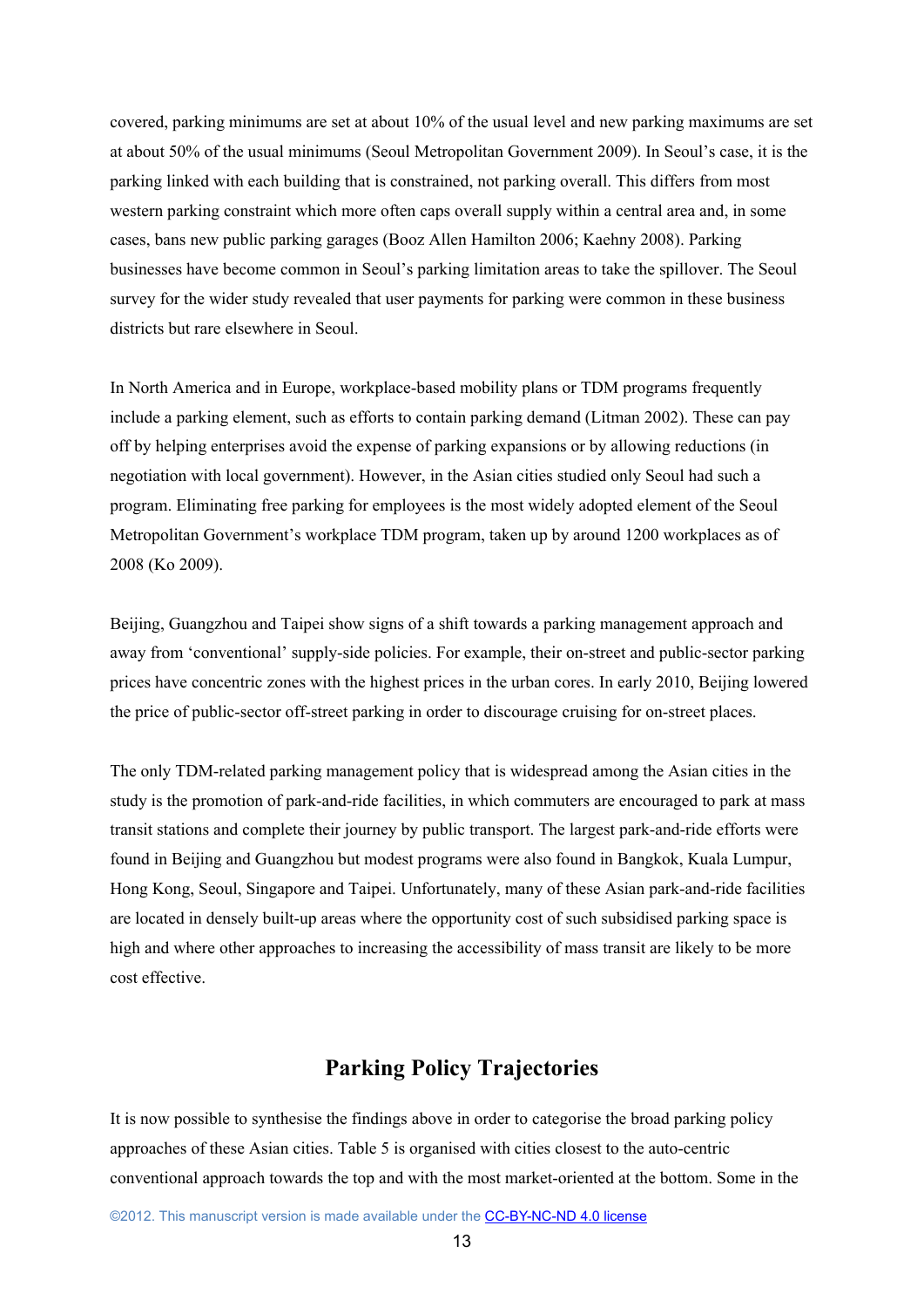covered, parking minimums are set at about 10% of the usual level and new parking maximums are set at about 50% of the usual minimums (Seoul Metropolitan Government 2009). In Seoul's case, it is the parking linked with each building that is constrained, not parking overall. This differs from most western parking constraint which more often caps overall supply within a central area and, in some cases, bans new public parking garages (Booz Allen Hamilton 2006; Kaehny 2008). Parking businesses have become common in Seoul's parking limitation areas to take the spillover. The Seoul survey for the wider study revealed that user payments for parking were common in these business districts but rare elsewhere in Seoul.

In North America and in Europe, workplace-based mobility plans or TDM programs frequently include a parking element, such as efforts to contain parking demand (Litman 2002). These can pay off by helping enterprises avoid the expense of parking expansions or by allowing reductions (in negotiation with local government). However, in the Asian cities studied only Seoul had such a program. Eliminating free parking for employees is the most widely adopted element of the Seoul Metropolitan Government's workplace TDM program, taken up by around 1200 workplaces as of 2008 (Ko 2009).

Beijing, Guangzhou and Taipei show signs of a shift towards a parking management approach and away from 'conventional' supply-side policies. For example, their on-street and public-sector parking prices have concentric zones with the highest prices in the urban cores. In early 2010, Beijing lowered the price of public-sector off-street parking in order to discourage cruising for on-street places.

The only TDM-related parking management policy that is widespread among the Asian cities in the study is the promotion of park-and-ride facilities, in which commuters are encouraged to park at mass transit stations and complete their journey by public transport. The largest park-and-ride efforts were found in Beijing and Guangzhou but modest programs were also found in Bangkok, Kuala Lumpur, Hong Kong, Seoul, Singapore and Taipei. Unfortunately, many of these Asian park-and-ride facilities are located in densely built-up areas where the opportunity cost of such subsidised parking space is high and where other approaches to increasing the accessibility of mass transit are likely to be more cost effective.

## Parking Policy Trajectories

It is now possible to synthesise the findings above in order to categorise the broad parking policy approaches of these Asian cities. Table 5 is organised with cities closest to the auto-centric conventional approach towards the top and with the most market-oriented at the bottom. Some in the

©2012. This manuscript version is made available under the CC-BY-NC-ND 4.0 license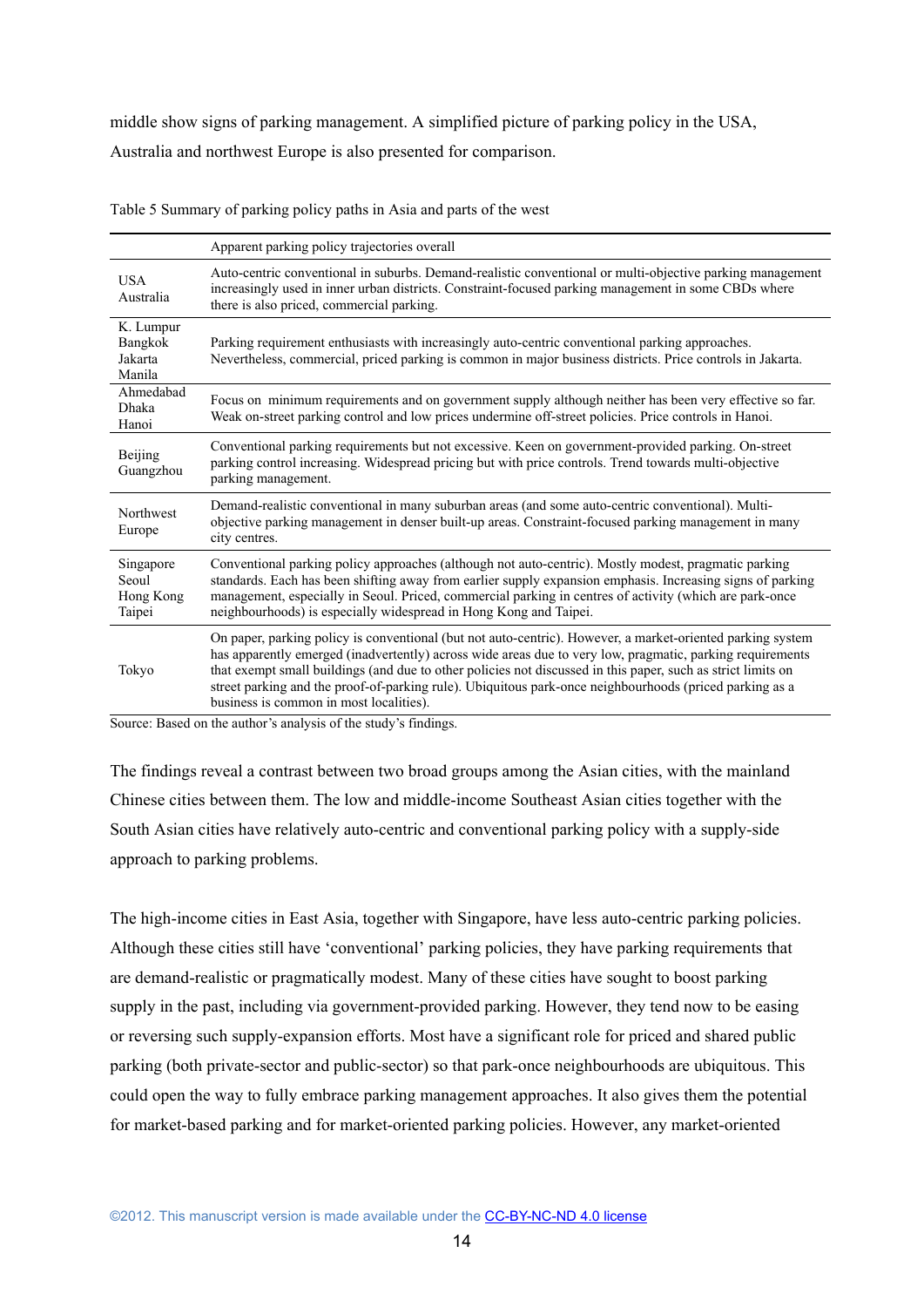middle show signs of parking management. A simplified picture of parking policy in the USA, Australia and northwest Europe is also presented for comparison.

Table 5 Summary of parking policy paths in Asia and parts of the west

| | Apparent parking policy trajectories overall |
|---|---|
| USA<br>Australia | Auto-centric conventional in suburbs. Demand-realistic conventional or multi-objective parking management increasingly used in inner urban districts. Constraint-focused parking management in some CBDs where there is also priced, commercial parking. |
| K. Lumpur<br>Bangkok<br>Jakarta<br>Manila | Parking requirement enthusiasts with increasingly auto-centric conventional parking approaches. Nevertheless, commercial, priced parking is common in major business districts. Price controls in Jakarta. |
| Ahmedabad<br>Dhaka<br>Hanoi | Focus on minimum requirements and on government supply although neither has been very effective so far. Weak on-street parking control and low prices undermine off-street policies. Price controls in Hanoi. |
| Beijing<br>Guangzhou | Conventional parking requirements but not excessive. Keen on government-provided parking. On-street parking control increasing. Widespread pricing but with price controls. Trend towards multi-objective parking management. |
| Northwest Europe | Demand-realistic conventional in many suburban areas (and some auto-centric conventional). Multi-objective parking management in denser built-up areas. Constraint-focused parking management in many city centres. |
| Singapore<br>Seoul<br>Hong Kong<br>Taipei | Conventional parking policy approaches (although not auto-centric). Mostly modest, pragmatic parking standards. Each has been shifting away from earlier supply expansion emphasis. Increasing signs of parking management, especially in Seoul. Priced, commercial parking in centres of activity (which are park-once neighbourhoods) is especially widespread in Hong Kong and Taipei. |
| Tokyo | On paper, parking policy is conventional (but not auto-centric). However, a market-oriented parking system has apparently emerged (inadvertently) across wide areas due to very low, pragmatic, parking requirements that exempt small buildings (and due to other policies not discussed in this paper, such as strict limits on street parking and the proof-of-parking rule). Ubiquitous park-once neighbourhoods (priced parking as a business is common in most localities). |

Source: Based on the author's analysis of the study's findings.

The findings reveal a contrast between two broad groups among the Asian cities, with the mainland Chinese cities between them. The low and middle-income Southeast Asian cities together with the South Asian cities have relatively auto-centric and conventional parking policy with a supply-side approach to parking problems.

The high-income cities in East Asia, together with Singapore, have less auto-centric parking policies. Although these cities still have 'conventional' parking policies, they have parking requirements that are demand-realistic or pragmatically modest. Many of these cities have sought to boost parking supply in the past, including via government-provided parking. However, they tend now to be easing or reversing such supply-expansion efforts. Most have a significant role for priced and shared public parking (both private-sector and public-sector) so that park-once neighbourhoods are ubiquitous. This could open the way to fully embrace parking management approaches. It also gives them the potential for market-based parking and for market-oriented parking policies. However, any market-oriented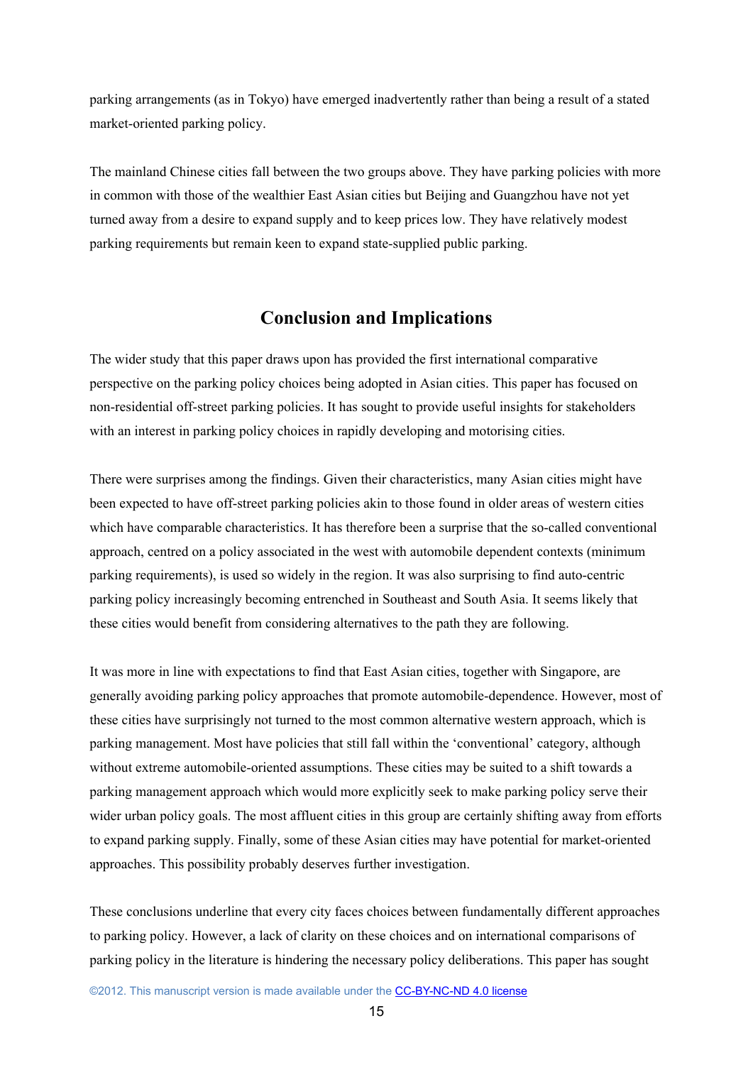parking arrangements (as in Tokyo) have emerged inadvertently rather than being a result of a stated market-oriented parking policy.

The mainland Chinese cities fall between the two groups above. They have parking policies with more in common with those of the wealthier East Asian cities but Beijing and Guangzhou have not yet turned away from a desire to expand supply and to keep prices low. They have relatively modest parking requirements but remain keen to expand state-supplied public parking.

## Conclusion and Implications

The wider study that this paper draws upon has provided the first international comparative perspective on the parking policy choices being adopted in Asian cities. This paper has focused on non-residential off-street parking policies. It has sought to provide useful insights for stakeholders with an interest in parking policy choices in rapidly developing and motorising cities.

There were surprises among the findings. Given their characteristics, many Asian cities might have been expected to have off-street parking policies akin to those found in older areas of western cities which have comparable characteristics. It has therefore been a surprise that the so-called conventional approach, centred on a policy associated in the west with automobile dependent contexts (minimum parking requirements), is used so widely in the region. It was also surprising to find auto-centric parking policy increasingly becoming entrenched in Southeast and South Asia. It seems likely that these cities would benefit from considering alternatives to the path they are following.

It was more in line with expectations to find that East Asian cities, together with Singapore, are generally avoiding parking policy approaches that promote automobile-dependence. However, most of these cities have surprisingly not turned to the most common alternative western approach, which is parking management. Most have policies that still fall within the 'conventional' category, although without extreme automobile-oriented assumptions. These cities may be suited to a shift towards a parking management approach which would more explicitly seek to make parking policy serve their wider urban policy goals. The most affluent cities in this group are certainly shifting away from efforts to expand parking supply. Finally, some of these Asian cities may have potential for market-oriented approaches. This possibility probably deserves further investigation.

These conclusions underline that every city faces choices between fundamentally different approaches to parking policy. However, a lack of clarity on these choices and on international comparisons of parking policy in the literature is hindering the necessary policy deliberations. This paper has sought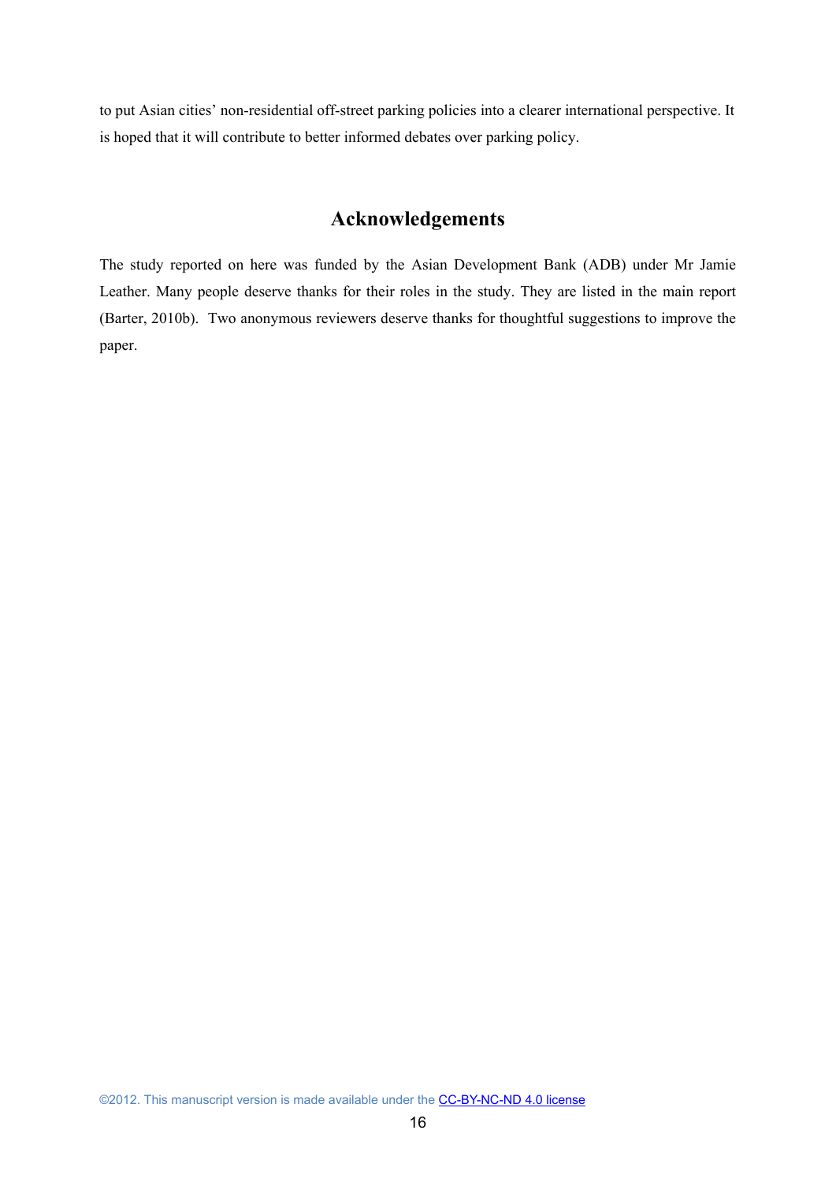to put Asian cities' non-residential off-street parking policies into a clearer international perspective. It is hoped that it will contribute to better informed debates over parking policy.

## Acknowledgements

The study reported on here was funded by the Asian Development Bank (ADB) under Mr Jamie Leather. Many people deserve thanks for their roles in the study. They are listed in the main report (Barter, 2010b). Two anonymous reviewers deserve thanks for thoughtful suggestions to improve the paper.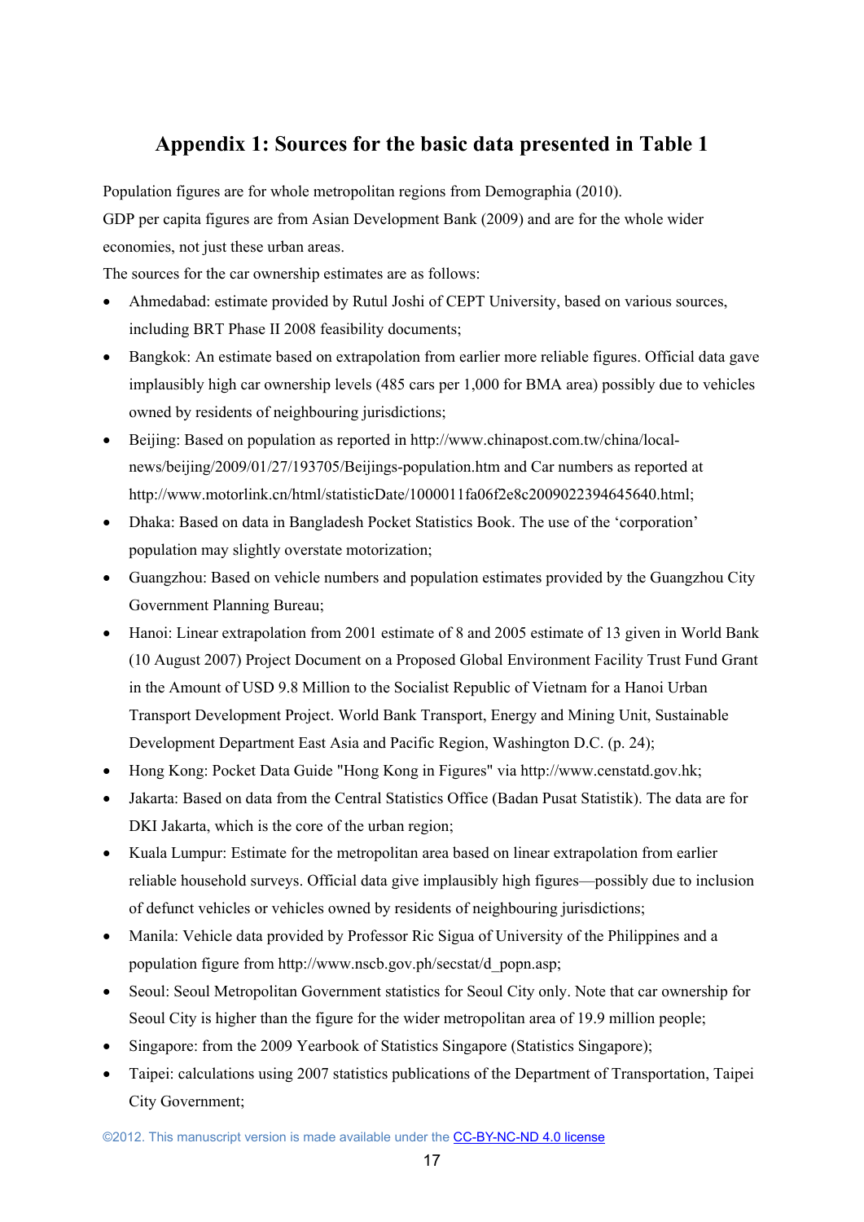## Appendix 1: Sources for the basic data presented in Table 1

Population figures are for whole metropolitan regions from Demographia (2010).

GDP per capita figures are from Asian Development Bank (2009) and are for the whole wider economies, not just these urban areas.

The sources for the car ownership estimates are as follows:

- Ahmedabad: estimate provided by Rutul Joshi of CEPT University, based on various sources, including BRT Phase II 2008 feasibility documents;
- Bangkok: An estimate based on extrapolation from earlier more reliable figures. Official data gave implausibly high car ownership levels (485 cars per 1,000 for BMA area) possibly due to vehicles owned by residents of neighbouring jurisdictions;
- Beijing: Based on population as reported in http://www.chinapost.com.tw/china/local-news/beijing/2009/01/27/193705/Beijings-population.htm and Car numbers as reported at http://www.motorlink.cn/html/statisticDate/1000011fa06f2e8c2009022394645640.html;
- Dhaka: Based on data in Bangladesh Pocket Statistics Book. The use of the 'corporation' population may slightly overstate motorization;
- Guangzhou: Based on vehicle numbers and population estimates provided by the Guangzhou City Government Planning Bureau;
- Hanoi: Linear extrapolation from 2001 estimate of 8 and 2005 estimate of 13 given in World Bank (10 August 2007) Project Document on a Proposed Global Environment Facility Trust Fund Grant in the Amount of USD 9.8 Million to the Socialist Republic of Vietnam for a Hanoi Urban Transport Development Project. World Bank Transport, Energy and Mining Unit, Sustainable Development Department East Asia and Pacific Region, Washington D.C. (p. 24);
- Hong Kong: Pocket Data Guide "Hong Kong in Figures" via http://www.censtatd.gov.hk;
- Jakarta: Based on data from the Central Statistics Office (Badan Pusat Statistik). The data are for DKI Jakarta, which is the core of the urban region;
- Kuala Lumpur: Estimate for the metropolitan area based on linear extrapolation from earlier reliable household surveys. Official data give implausibly high figures—possibly due to inclusion of defunct vehicles or vehicles owned by residents of neighbouring jurisdictions;
- Manila: Vehicle data provided by Professor Ric Sigua of University of the Philippines and a population figure from http://www.nscb.gov.ph/secstat/d_popn.asp;
- Seoul: Seoul Metropolitan Government statistics for Seoul City only. Note that car ownership for Seoul City is higher than the figure for the wider metropolitan area of 19.9 million people;
- Singapore: from the 2009 Yearbook of Statistics Singapore (Statistics Singapore);
- Taipei: calculations using 2007 statistics publications of the Department of Transportation, Taipei City Government;

©2012. This manuscript version is made available under the CC-BY-NC-ND 4.0 license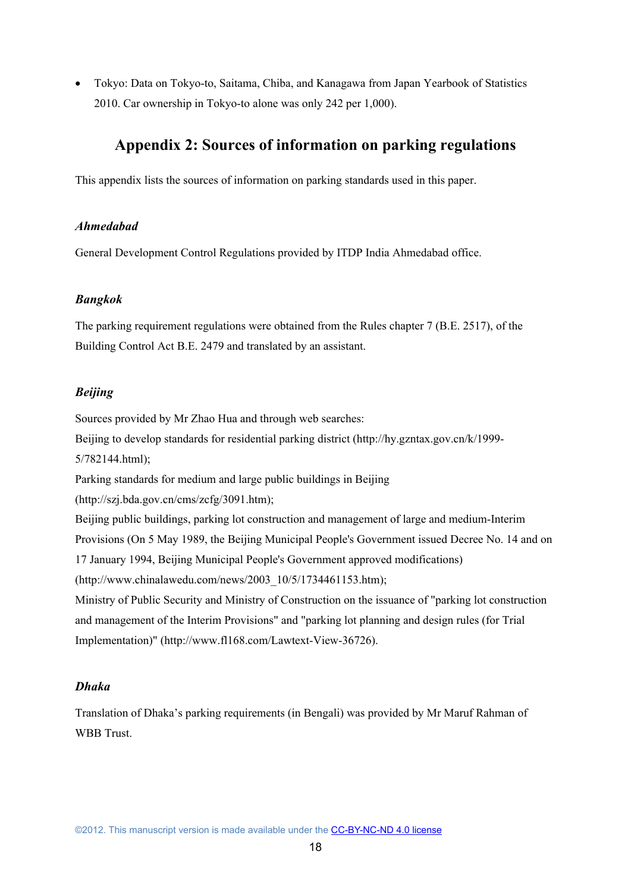- Tokyo: Data on Tokyo-to, Saitama, Chiba, and Kanagawa from Japan Yearbook of Statistics 2010. Car ownership in Tokyo-to alone was only 242 per 1,000).

## Appendix 2: Sources of information on parking regulations

This appendix lists the sources of information on parking standards used in this paper.

### *Ahmedabad*

General Development Control Regulations provided by ITDP India Ahmedabad office.

### *Bangkok*

The parking requirement regulations were obtained from the Rules chapter 7 (B.E. 2517), of the Building Control Act B.E. 2479 and translated by an assistant.

### *Beijing*

Sources provided by Mr Zhao Hua and through web searches:
Beijing to develop standards for residential parking district (http://hy.gzntax.gov.cn/k/1999-5/782144.html);
Parking standards for medium and large public buildings in Beijing (http://szj.bda.gov.cn/cms/zcfg/3091.htm);
Beijing public buildings, parking lot construction and management of large and medium-Interim Provisions (On 5 May 1989, the Beijing Municipal People's Government issued Decree No. 14 and on 17 January 1994, Beijing Municipal People's Government approved modifications) (http://www.chinalawedu.com/news/2003_10/5/1734461153.htm);
Ministry of Public Security and Ministry of Construction on the issuance of "parking lot construction and management of the Interim Provisions" and "parking lot planning and design rules (for Trial Implementation)" (http://www.fl168.com/Lawtext-View-36726).

### *Dhaka*

Translation of Dhaka's parking requirements (in Bengali) was provided by Mr Maruf Rahman of WBB Trust.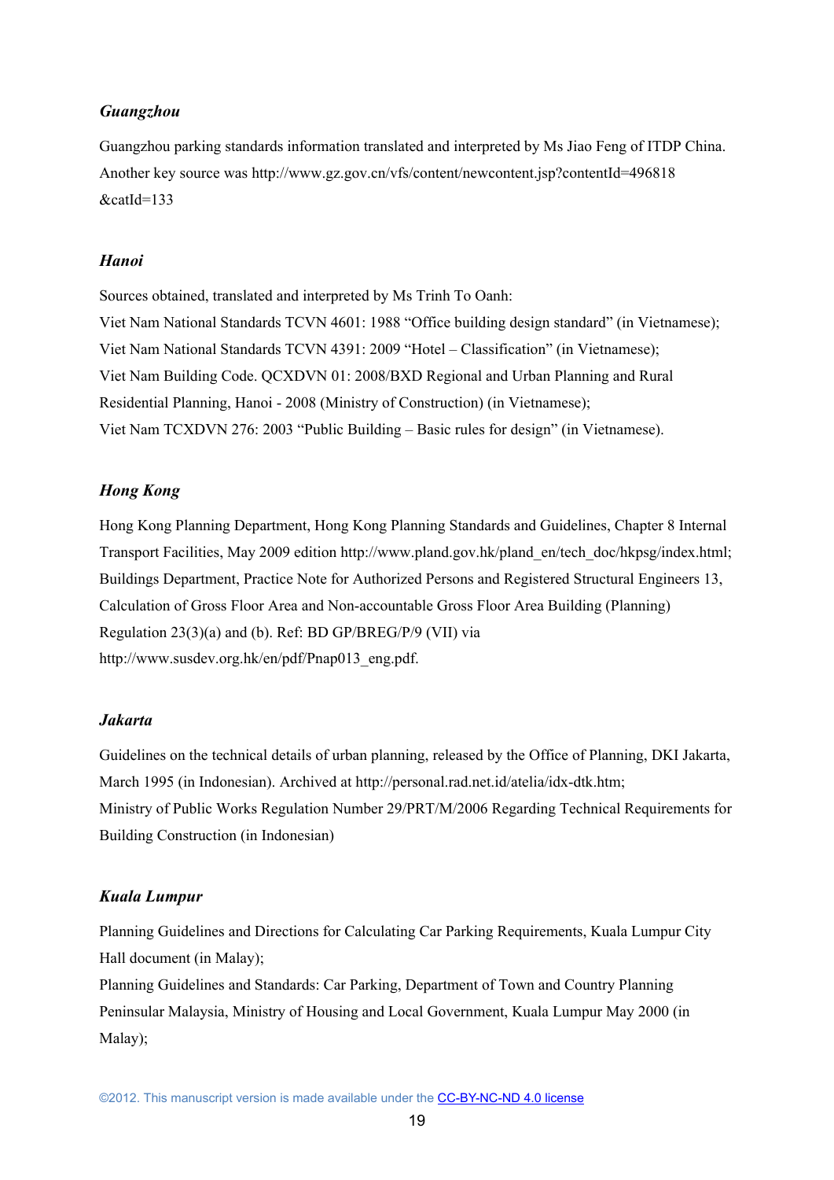*Guangzhou*

Guangzhou parking standards information translated and interpreted by Ms Jiao Feng of ITDP China. Another key source was http://www.gz.gov.cn/vfs/content/newcontent.jsp?contentId=496818&catId=133

*Hanoi*

Sources obtained, translated and interpreted by Ms Trinh To Oanh:
Viet Nam National Standards TCVN 4601: 1988 "Office building design standard" (in Vietnamese);
Viet Nam National Standards TCVN 4391: 2009 "Hotel – Classification" (in Vietnamese);
Viet Nam Building Code. QCXDVN 01: 2008/BXD Regional and Urban Planning and Rural Residential Planning, Hanoi - 2008 (Ministry of Construction) (in Vietnamese);
Viet Nam TCXDVN 276: 2003 "Public Building – Basic rules for design" (in Vietnamese).

*Hong Kong*

Hong Kong Planning Department, Hong Kong Planning Standards and Guidelines, Chapter 8 Internal Transport Facilities, May 2009 edition http://www.pland.gov.hk/pland_en/tech_doc/hkpsg/index.html;
Buildings Department, Practice Note for Authorized Persons and Registered Structural Engineers 13, Calculation of Gross Floor Area and Non-accountable Gross Floor Area Building (Planning) Regulation 23(3)(a) and (b). Ref: BD GP/BREG/P/9 (VII) via http://www.susdev.org.hk/en/pdf/Pnap013_eng.pdf.

*Jakarta*

Guidelines on the technical details of urban planning, released by the Office of Planning, DKI Jakarta, March 1995 (in Indonesian). Archived at http://personal.rad.net.id/atelia/idx-dtk.htm;
Ministry of Public Works Regulation Number 29/PRT/M/2006 Regarding Technical Requirements for Building Construction (in Indonesian)

*Kuala Lumpur*

Planning Guidelines and Directions for Calculating Car Parking Requirements, Kuala Lumpur City Hall document (in Malay);
Planning Guidelines and Standards: Car Parking, Department of Town and Country Planning Peninsular Malaysia, Ministry of Housing and Local Government, Kuala Lumpur May 2000 (in Malay);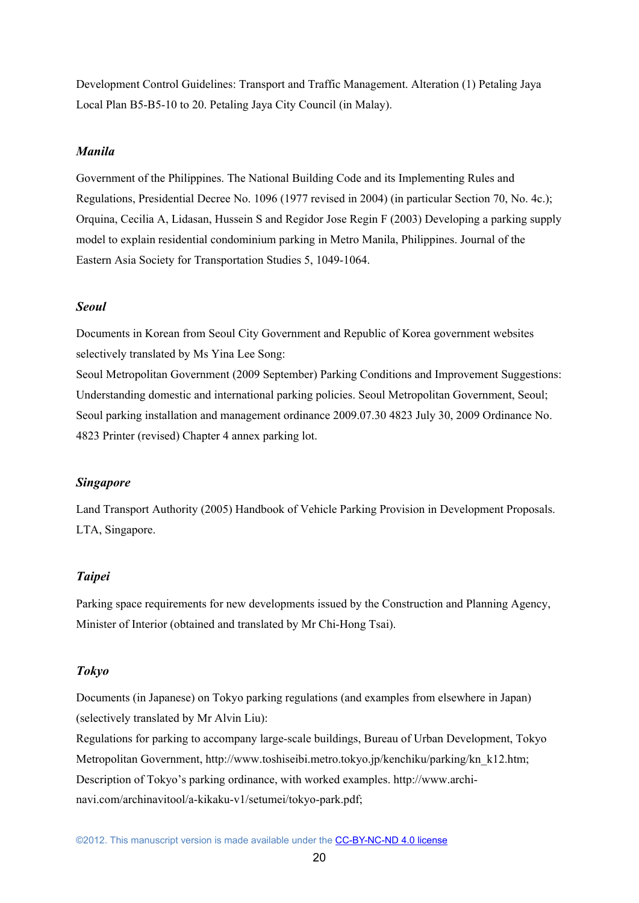Development Control Guidelines: Transport and Traffic Management. Alteration (1) Petaling Jaya Local Plan B5-B5-10 to 20. Petaling Jaya City Council (in Malay).

### *Manila*

Government of the Philippines. The National Building Code and its Implementing Rules and Regulations, Presidential Decree No. 1096 (1977 revised in 2004) (in particular Section 70, No. 4c.); Orquina, Cecilia A, Lidasan, Hussein S and Regidor Jose Regin F (2003) Developing a parking supply model to explain residential condominium parking in Metro Manila, Philippines. Journal of the Eastern Asia Society for Transportation Studies 5, 1049-1064.

### *Seoul*

Documents in Korean from Seoul City Government and Republic of Korea government websites selectively translated by Ms Yina Lee Song:
Seoul Metropolitan Government (2009 September) Parking Conditions and Improvement Suggestions: Understanding domestic and international parking policies. Seoul Metropolitan Government, Seoul; Seoul parking installation and management ordinance 2009.07.30 4823 July 30, 2009 Ordinance No. 4823 Printer (revised) Chapter 4 annex parking lot.

### *Singapore*

Land Transport Authority (2005) Handbook of Vehicle Parking Provision in Development Proposals. LTA, Singapore.

### *Taipei*

Parking space requirements for new developments issued by the Construction and Planning Agency, Minister of Interior (obtained and translated by Mr Chi-Hong Tsai).

### *Tokyo*

Documents (in Japanese) on Tokyo parking regulations (and examples from elsewhere in Japan) (selectively translated by Mr Alvin Liu):
Regulations for parking to accompany large-scale buildings, Bureau of Urban Development, Tokyo Metropolitan Government, http://www.toshiseibi.metro.tokyo.jp/kenchiku/parking/kn_k12.htm; Description of Tokyo's parking ordinance, with worked examples. http://www.archi-navi.com/archinavitool/a-kikaku-v1/setumei/tokyo-park.pdf;

©2012. This manuscript version is made available under the CC-BY-NC-ND 4.0 license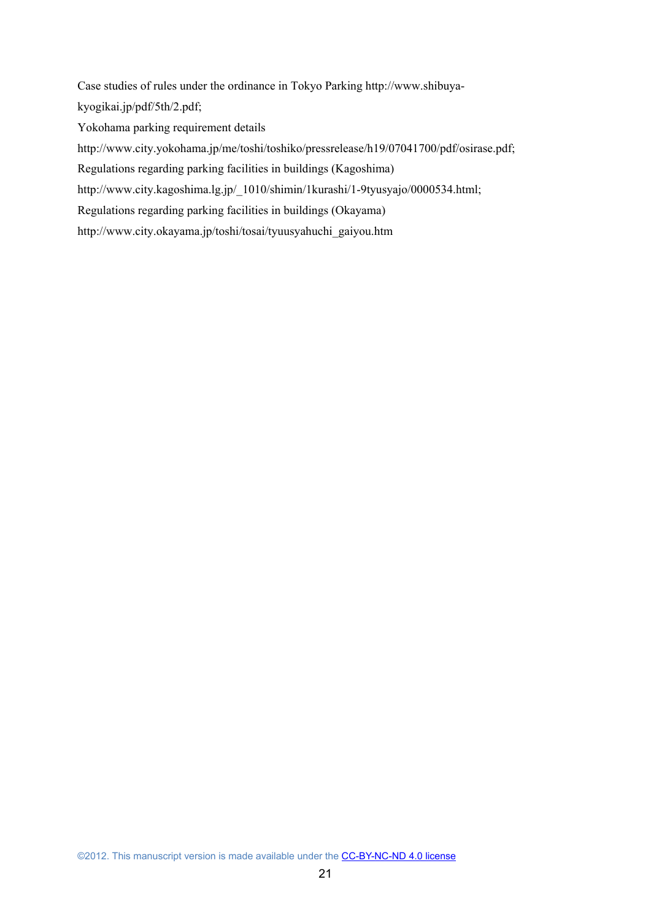Case studies of rules under the ordinance in Tokyo Parking http://www.shibuya-kyogikai.jp/pdf/5th/2.pdf;

Yokohama parking requirement details

http://www.city.yokohama.jp/me/toshi/toshiko/pressrelease/h19/07041700/pdf/osirase.pdf;

Regulations regarding parking facilities in buildings (Kagoshima)

http://www.city.kagoshima.lg.jp/_1010/shimin/1kurashi/1-9tyusyajo/0000534.html;

Regulations regarding parking facilities in buildings (Okayama)

http://www.city.okayama.jp/toshi/tosai/tyuusyahuchi_gaiyou.htm

©2012. This manuscript version is made available under the CC-BY-NC-ND 4.0 license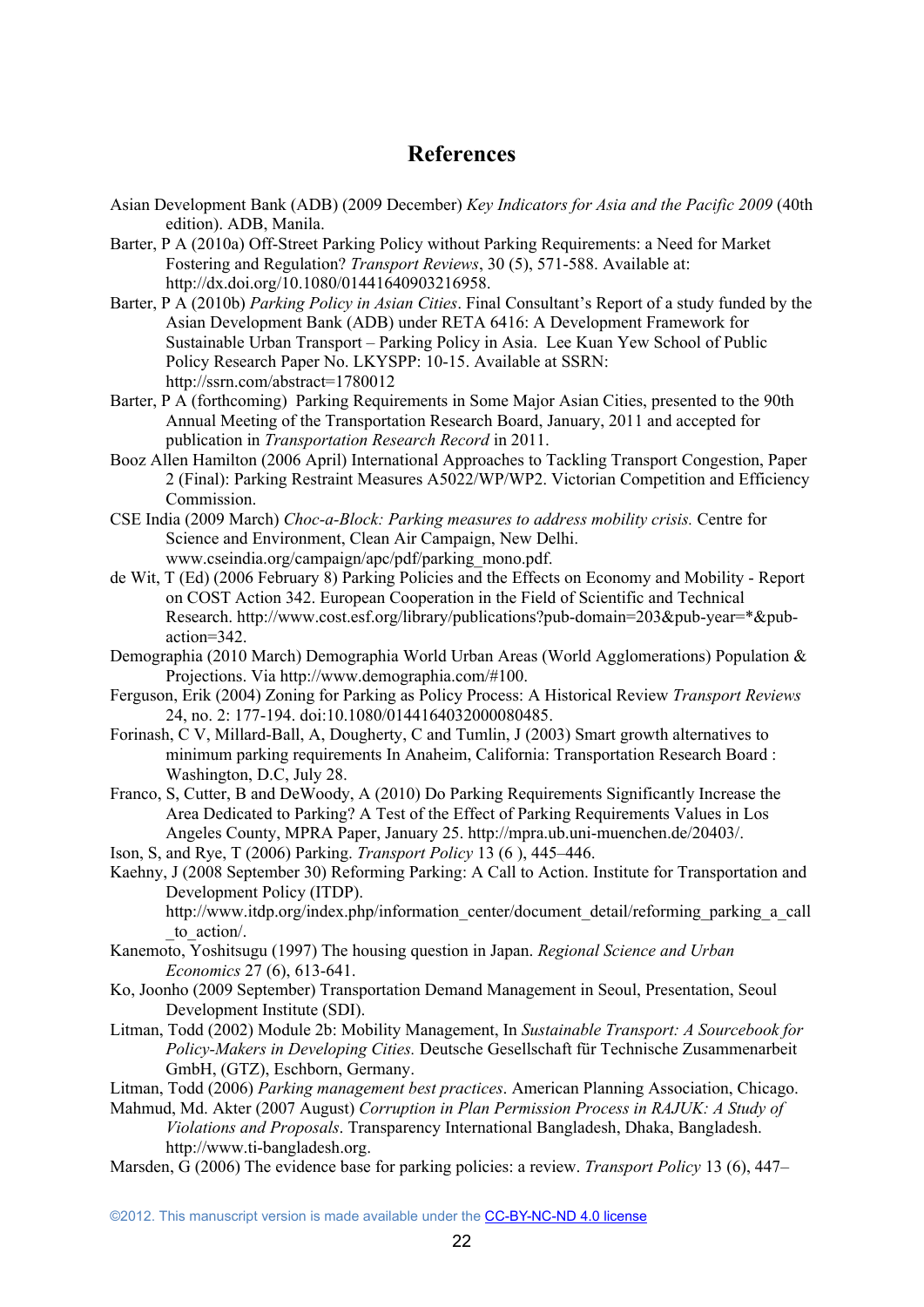# References

Asian Development Bank (ADB) (2009 December) *Key Indicators for Asia and the Pacific 2009* (40th edition). ADB, Manila.

Barter, P A (2010a) Off-Street Parking Policy without Parking Requirements: a Need for Market Fostering and Regulation? *Transport Reviews*, 30 (5), 571-588. Available at: http://dx.doi.org/10.1080/01441640903216958.

Barter, P A (2010b) *Parking Policy in Asian Cities*. Final Consultant's Report of a study funded by the Asian Development Bank (ADB) under RETA 6416: A Development Framework for Sustainable Urban Transport – Parking Policy in Asia. Lee Kuan Yew School of Public Policy Research Paper No. LKYSPP: 10-15. Available at SSRN: http://ssrn.com/abstract=1780012

Barter, P A (forthcoming) Parking Requirements in Some Major Asian Cities, presented to the 90th Annual Meeting of the Transportation Research Board, January, 2011 and accepted for publication in *Transportation Research Record* in 2011.

Booz Allen Hamilton (2006 April) International Approaches to Tackling Transport Congestion, Paper 2 (Final): Parking Restraint Measures A5022/WP/WP2. Victorian Competition and Efficiency Commission.

CSE India (2009 March) *Choc-a-Block: Parking measures to address mobility crisis.* Centre for Science and Environment, Clean Air Campaign, New Delhi. www.cseindia.org/campaign/apc/pdf/parking_mono.pdf.

de Wit, T (Ed) (2006 February 8) Parking Policies and the Effects on Economy and Mobility - Report on COST Action 342. European Cooperation in the Field of Scientific and Technical Research. http://www.cost.esf.org/library/publications?pub-domain=203&pub-year=*&pub-action=342.

Demographia (2010 March) Demographia World Urban Areas (World Agglomerations) Population & Projections. Via http://www.demographia.com/#100.

Ferguson, Erik (2004) Zoning for Parking as Policy Process: A Historical Review *Transport Reviews* 24, no. 2: 177-194. doi:10.1080/0144164032000080485.

Forinash, C V, Millard-Ball, A, Dougherty, C and Tumlin, J (2003) Smart growth alternatives to minimum parking requirements In Anaheim, California: Transportation Research Board : Washington, D.C, July 28.

Franco, S, Cutter, B and DeWoody, A (2010) Do Parking Requirements Significantly Increase the Area Dedicated to Parking? A Test of the Effect of Parking Requirements Values in Los Angeles County, MPRA Paper, January 25. http://mpra.ub.uni-muenchen.de/20403/.

Ison, S, and Rye, T (2006) Parking. *Transport Policy* 13 (6 ), 445–446.

Kaehny, J (2008 September 30) Reforming Parking: A Call to Action. Institute for Transportation and Development Policy (ITDP). http://www.itdp.org/index.php/information_center/document_detail/reforming_parking_a_call_to_action/.

Kanemoto, Yoshitsugu (1997) The housing question in Japan. *Regional Science and Urban Economics* 27 (6), 613-641.

Ko, Joonho (2009 September) Transportation Demand Management in Seoul, Presentation, Seoul Development Institute (SDI).

Litman, Todd (2002) Module 2b: Mobility Management, In *Sustainable Transport: A Sourcebook for Policy-Makers in Developing Cities.* Deutsche Gesellschaft für Technische Zusammenarbeit GmbH, (GTZ), Eschborn, Germany.

Litman, Todd (2006) *Parking management best practices*. American Planning Association, Chicago.

Mahmud, Md. Akter (2007 August) *Corruption in Plan Permission Process in RAJUK: A Study of Violations and Proposals*. Transparency International Bangladesh, Dhaka, Bangladesh. http://www.ti-bangladesh.org.

Marsden, G (2006) The evidence base for parking policies: a review. *Transport Policy* 13 (6), 447–

©2012. This manuscript version is made available under the CC-BY-NC-ND 4.0 license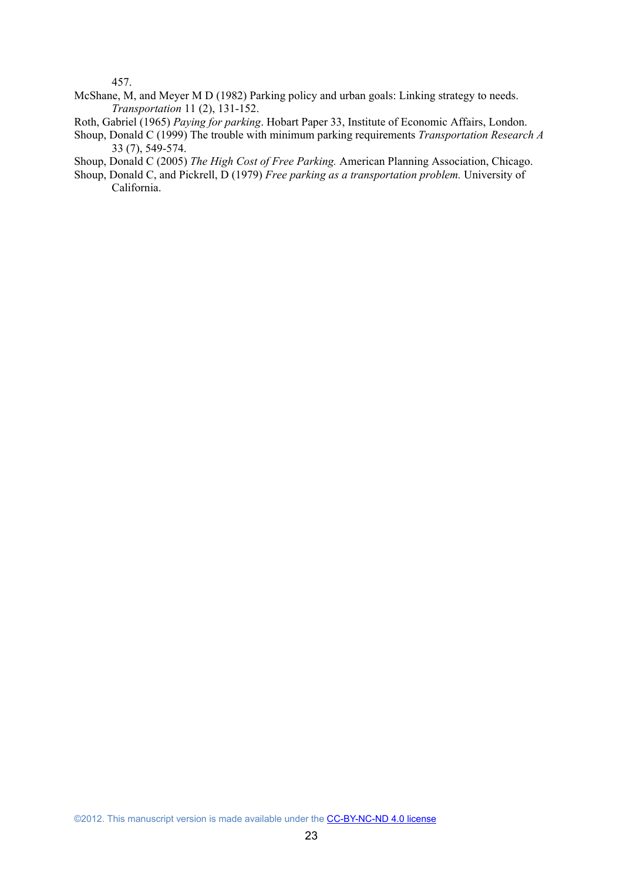457.

McShane, M, and Meyer M D (1982) Parking policy and urban goals: Linking strategy to needs. *Transportation* 11 (2), 131-152.

Roth, Gabriel (1965) *Paying for parking*. Hobart Paper 33, Institute of Economic Affairs, London.

Shoup, Donald C (1999) The trouble with minimum parking requirements *Transportation Research A* 33 (7), 549-574.

Shoup, Donald C (2005) *The High Cost of Free Parking.* American Planning Association, Chicago.

Shoup, Donald C, and Pickrell, D (1979) *Free parking as a transportation problem.* University of California.

©2012. This manuscript version is made available under the CC-BY-NC-ND 4.0 license